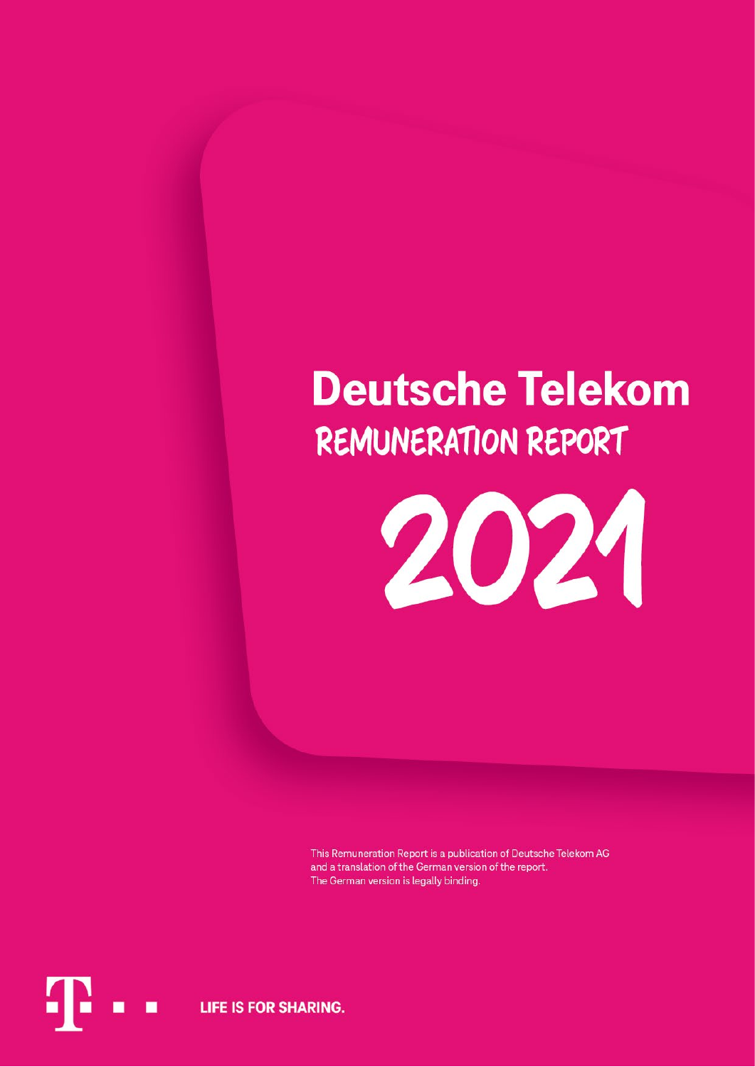# Deutsche Telekom

## REMUNERATION REPORT

# 2021

This Remuneration Report is a publication of Deutsche Telekom AG and a translation of the German version of the report. The German version is legally binding.

LIFE IS FOR SHARING.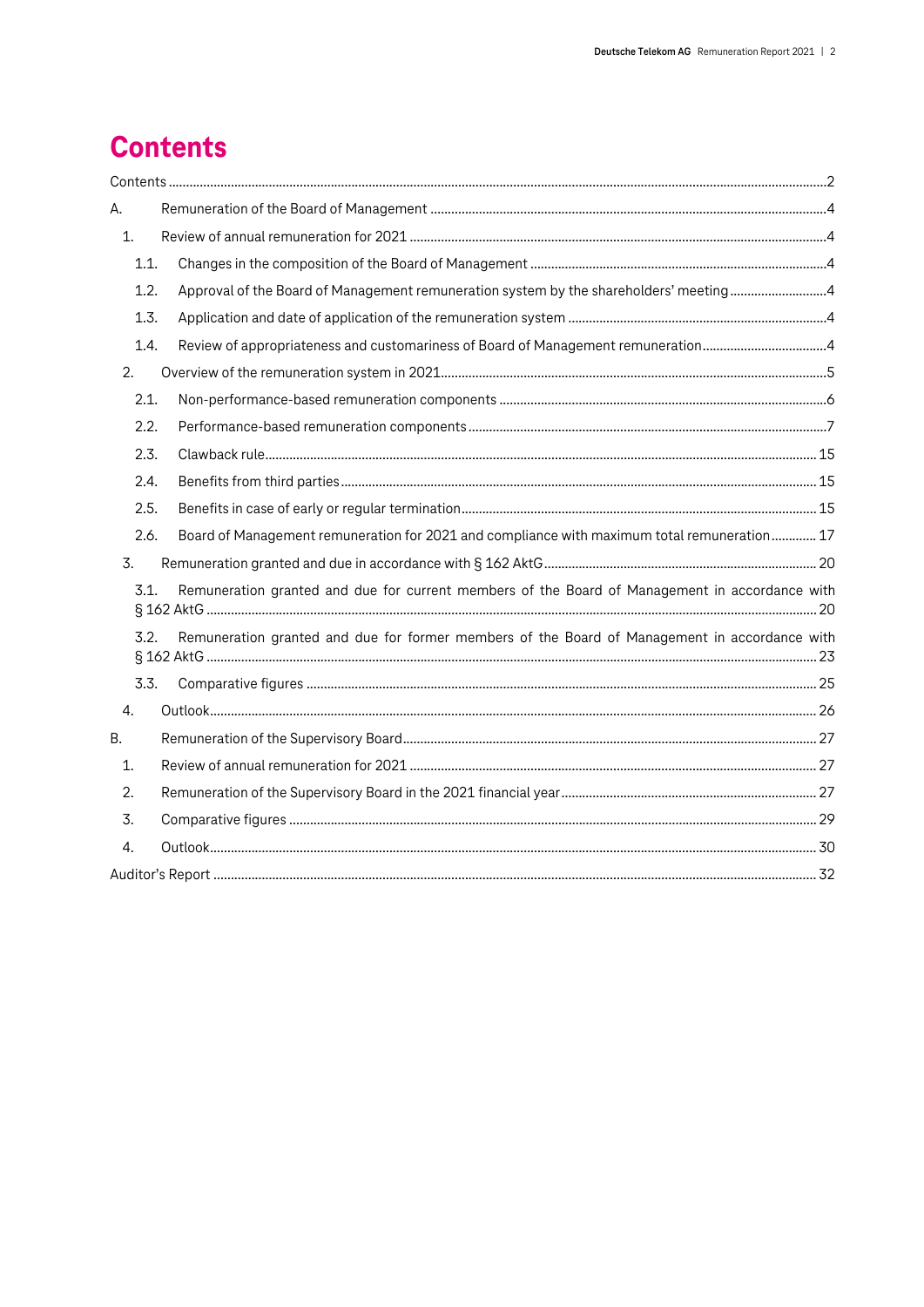# Contents

Contents ..... 2

A. Remuneration of the Board of Management ..... 4

1. Review of annual remuneration for 2021 ..... 4
   - 1.1. Changes in the composition of the Board of Management ..... 4
   - 1.2. Approval of the Board of Management remuneration system by the shareholders' meeting ..... 4
   - 1.3. Application and date of application of the remuneration system ..... 4
   - 1.4. Review of appropriateness and customariness of Board of Management remuneration ..... 4
2. Overview of the remuneration system in 2021 ..... 5
   - 2.1. Non-performance-based remuneration components ..... 6
   - 2.2. Performance-based remuneration components ..... 7
   - 2.3. Clawback rule ..... 15
   - 2.4. Benefits from third parties ..... 15
   - 2.5. Benefits in case of early or regular termination ..... 15
   - 2.6. Board of Management remuneration for 2021 and compliance with maximum total remuneration ..... 17
3. Remuneration granted and due in accordance with § 162 AktG ..... 20
   - 3.1. Remuneration granted and due for current members of the Board of Management in accordance with § 162 AktG ..... 20
   - 3.2. Remuneration granted and due for former members of the Board of Management in accordance with § 162 AktG ..... 23
   - 3.3. Comparative figures ..... 25
4. Outlook ..... 26

B. Remuneration of the Supervisory Board ..... 27

1. Review of annual remuneration for 2021 ..... 27
2. Remuneration of the Supervisory Board in the 2021 financial year ..... 27
3. Comparative figures ..... 29
4. Outlook ..... 30

Auditor's Report ..... 32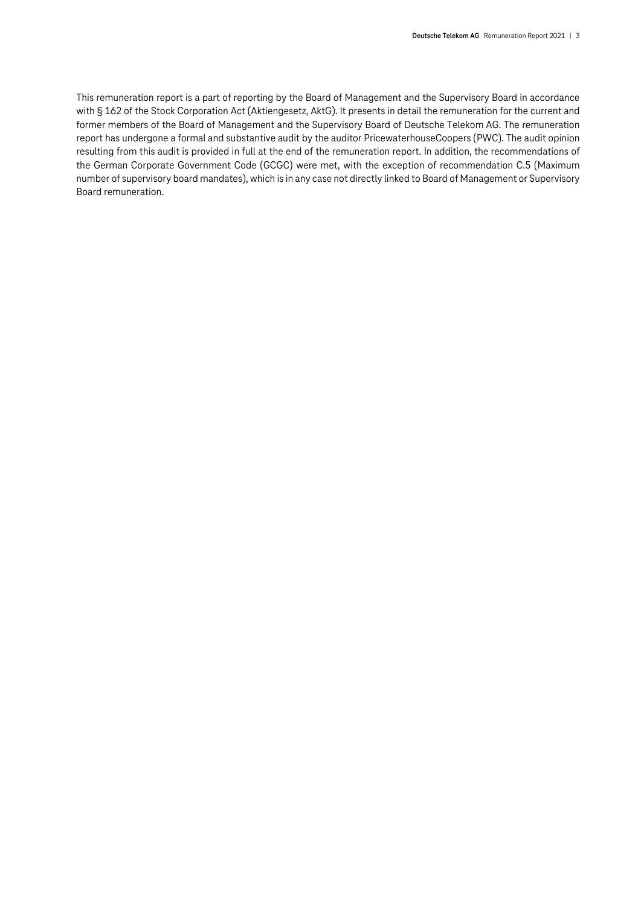This remuneration report is a part of reporting by the Board of Management and the Supervisory Board in accordance with § 162 of the Stock Corporation Act (Aktiengesetz, AktG). It presents in detail the remuneration for the current and former members of the Board of Management and the Supervisory Board of Deutsche Telekom AG. The remuneration report has undergone a formal and substantive audit by the auditor PricewaterhouseCoopers (PWC). The audit opinion resulting from this audit is provided in full at the end of the remuneration report. In addition, the recommendations of the German Corporate Government Code (GCGC) were met, with the exception of recommendation C.5 (Maximum number of supervisory board mandates), which is in any case not directly linked to Board of Management or Supervisory Board remuneration.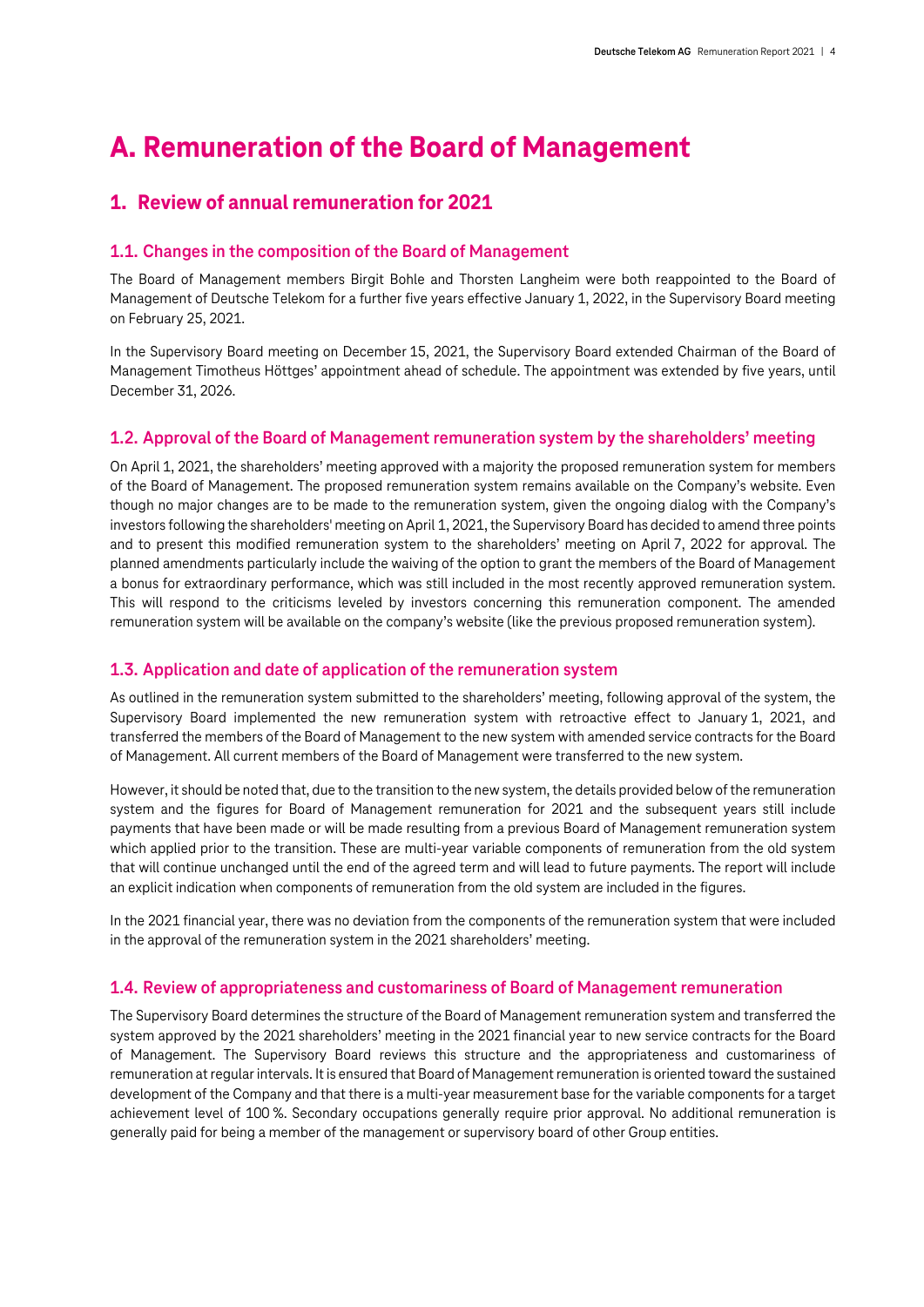# A. Remuneration of the Board of Management

## 1. Review of annual remuneration for 2021

### 1.1. Changes in the composition of the Board of Management

The Board of Management members Birgit Bohle and Thorsten Langheim were both reappointed to the Board of Management of Deutsche Telekom for a further five years effective January 1, 2022, in the Supervisory Board meeting on February 25, 2021.

In the Supervisory Board meeting on December 15, 2021, the Supervisory Board extended Chairman of the Board of Management Timotheus Höttges' appointment ahead of schedule. The appointment was extended by five years, until December 31, 2026.

### 1.2. Approval of the Board of Management remuneration system by the shareholders' meeting

On April 1, 2021, the shareholders' meeting approved with a majority the proposed remuneration system for members of the Board of Management. The proposed remuneration system remains available on the Company's website. Even though no major changes are to be made to the remuneration system, given the ongoing dialog with the Company's investors following the shareholders' meeting on April 1, 2021, the Supervisory Board has decided to amend three points and to present this modified remuneration system to the shareholders' meeting on April 7, 2022 for approval. The planned amendments particularly include the waiving of the option to grant the members of the Board of Management a bonus for extraordinary performance, which was still included in the most recently approved remuneration system. This will respond to the criticisms leveled by investors concerning this remuneration component. The amended remuneration system will be available on the company's website (like the previous proposed remuneration system).

### 1.3. Application and date of application of the remuneration system

As outlined in the remuneration system submitted to the shareholders' meeting, following approval of the system, the Supervisory Board implemented the new remuneration system with retroactive effect to January 1, 2021, and transferred the members of the Board of Management to the new system with amended service contracts for the Board of Management. All current members of the Board of Management were transferred to the new system.

However, it should be noted that, due to the transition to the new system, the details provided below of the remuneration system and the figures for Board of Management remuneration for 2021 and the subsequent years still include payments that have been made or will be made resulting from a previous Board of Management remuneration system which applied prior to the transition. These are multi-year variable components of remuneration from the old system that will continue unchanged until the end of the agreed term and will lead to future payments. The report will include an explicit indication when components of remuneration from the old system are included in the figures.

In the 2021 financial year, there was no deviation from the components of the remuneration system that were included in the approval of the remuneration system in the 2021 shareholders' meeting.

### 1.4. Review of appropriateness and customariness of Board of Management remuneration

The Supervisory Board determines the structure of the Board of Management remuneration system and transferred the system approved by the 2021 shareholders' meeting in the 2021 financial year to new service contracts for the Board of Management. The Supervisory Board reviews this structure and the appropriateness and customariness of remuneration at regular intervals. It is ensured that Board of Management remuneration is oriented toward the sustained development of the Company and that there is a multi-year measurement base for the variable components for a target achievement level of 100 %. Secondary occupations generally require prior approval. No additional remuneration is generally paid for being a member of the management or supervisory board of other Group entities.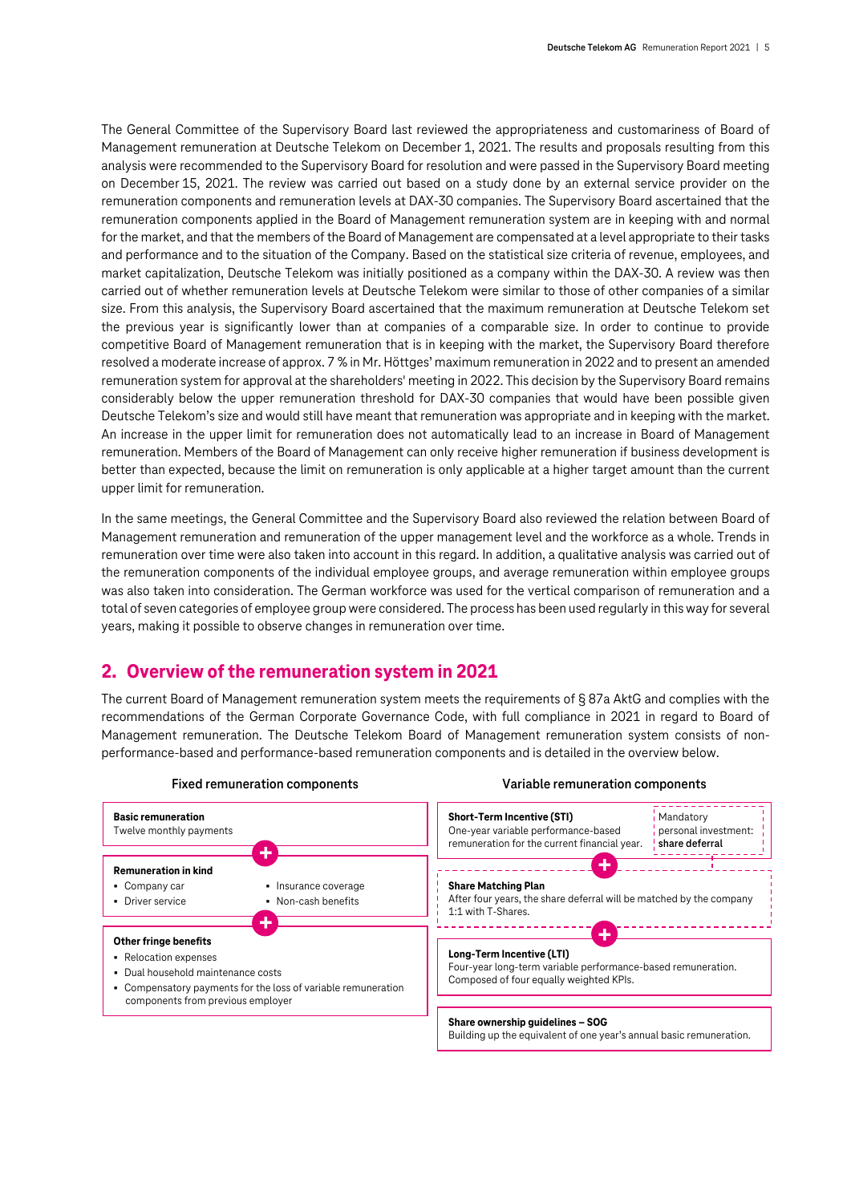The General Committee of the Supervisory Board last reviewed the appropriateness and customariness of Board of Management remuneration at Deutsche Telekom on December 1, 2021. The results and proposals resulting from this analysis were recommended to the Supervisory Board for resolution and were passed in the Supervisory Board meeting on December 15, 2021. The review was carried out based on a study done by an external service provider on the remuneration components and remuneration levels at DAX-30 companies. The Supervisory Board ascertained that the remuneration components applied in the Board of Management remuneration system are in keeping with and normal for the market, and that the members of the Board of Management are compensated at a level appropriate to their tasks and performance and to the situation of the Company. Based on the statistical size criteria of revenue, employees, and market capitalization, Deutsche Telekom was initially positioned as a company within the DAX-30. A review was then carried out of whether remuneration levels at Deutsche Telekom were similar to those of other companies of a similar size. From this analysis, the Supervisory Board ascertained that the maximum remuneration at Deutsche Telekom set the previous year is significantly lower than at companies of a comparable size. In order to continue to provide competitive Board of Management remuneration that is in keeping with the market, the Supervisory Board therefore resolved a moderate increase of approx. 7 % in Mr. Höttges' maximum remuneration in 2022 and to present an amended remuneration system for approval at the shareholders' meeting in 2022. This decision by the Supervisory Board remains considerably below the upper remuneration threshold for DAX-30 companies that would have been possible given Deutsche Telekom's size and would still have meant that remuneration was appropriate and in keeping with the market. An increase in the upper limit for remuneration does not automatically lead to an increase in Board of Management remuneration. Members of the Board of Management can only receive higher remuneration if business development is better than expected, because the limit on remuneration is only applicable at a higher target amount than the current upper limit for remuneration.

In the same meetings, the General Committee and the Supervisory Board also reviewed the relation between Board of Management remuneration and remuneration of the upper management level and the workforce as a whole. Trends in remuneration over time were also taken into account in this regard. In addition, a qualitative analysis was carried out of the remuneration components of the individual employee groups, and average remuneration within employee groups was also taken into consideration. The German workforce was used for the vertical comparison of remuneration and a total of seven categories of employee group were considered. The process has been used regularly in this way for several years, making it possible to observe changes in remuneration over time.

## 2. Overview of the remuneration system in 2021

The current Board of Management remuneration system meets the requirements of § 87a AktG and complies with the recommendations of the German Corporate Governance Code, with full compliance in 2021 in regard to Board of Management remuneration. The Deutsche Telekom Board of Management remuneration system consists of non-performance-based and performance-based remuneration components and is detailed in the overview below.

**Fixed remuneration components**

**Basic remuneration**
Twelve monthly payments

+

**Remuneration in kind**
- Company car
- Driver service
- Insurance coverage
- Non-cash benefits

+

**Other fringe benefits**
- Relocation expenses
- Dual household maintenance costs
- Compensatory payments for the loss of variable remuneration components from previous employer

**Variable remuneration components**

**Short-Term Incentive (STI)**
One-year variable performance-based remuneration for the current financial year.

Mandatory personal investment: **share deferral**

+

**Share Matching Plan**
After four years, the share deferral will be matched by the company 1:1 with T-Shares.

+

**Long-Term Incentive (LTI)**
Four-year long-term variable performance-based remuneration. Composed of four equally weighted KPIs.

**Share ownership guidelines – SOG**
Building up the equivalent of one year's annual basic remuneration.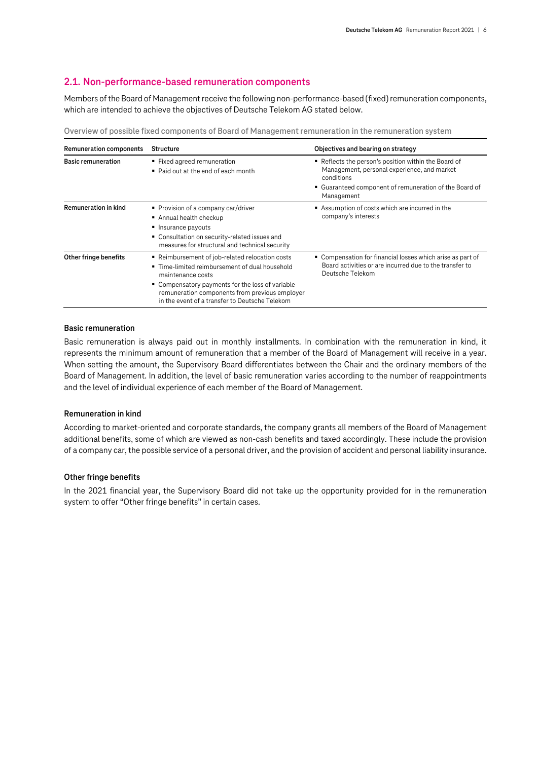## 2.1. Non-performance-based remuneration components

Members of the Board of Management receive the following non-performance-based (fixed) remuneration components, which are intended to achieve the objectives of Deutsche Telekom AG stated below.

Overview of possible fixed components of Board of Management remuneration in the remuneration system

| Remuneration components | Structure | Objectives and bearing on strategy |
| --- | --- | --- |
| **Basic remuneration** | ▪ Fixed agreed remuneration<br>▪ Paid out at the end of each month | ▪ Reflects the person's position within the Board of Management, personal experience, and market conditions<br>▪ Guaranteed component of remuneration of the Board of Management |
| **Remuneration in kind** | ▪ Provision of a company car/driver<br>▪ Annual health checkup<br>▪ Insurance payouts<br>▪ Consultation on security-related issues and measures for structural and technical security | ▪ Assumption of costs which are incurred in the company's interests |
| **Other fringe benefits** | ▪ Reimbursement of job-related relocation costs<br>▪ Time-limited reimbursement of dual household maintenance costs<br>▪ Compensatory payments for the loss of variable remuneration components from previous employer in the event of a transfer to Deutsche Telekom | ▪ Compensation for financial losses which arise as part of Board activities or are incurred due to the transfer to Deutsche Telekom |

### Basic remuneration

Basic remuneration is always paid out in monthly installments. In combination with the remuneration in kind, it represents the minimum amount of remuneration that a member of the Board of Management will receive in a year. When setting the amount, the Supervisory Board differentiates between the Chair and the ordinary members of the Board of Management. In addition, the level of basic remuneration varies according to the number of reappointments and the level of individual experience of each member of the Board of Management.

### Remuneration in kind

According to market-oriented and corporate standards, the company grants all members of the Board of Management additional benefits, some of which are viewed as non-cash benefits and taxed accordingly. These include the provision of a company car, the possible service of a personal driver, and the provision of accident and personal liability insurance.

### Other fringe benefits

In the 2021 financial year, the Supervisory Board did not take up the opportunity provided for in the remuneration system to offer "Other fringe benefits" in certain cases.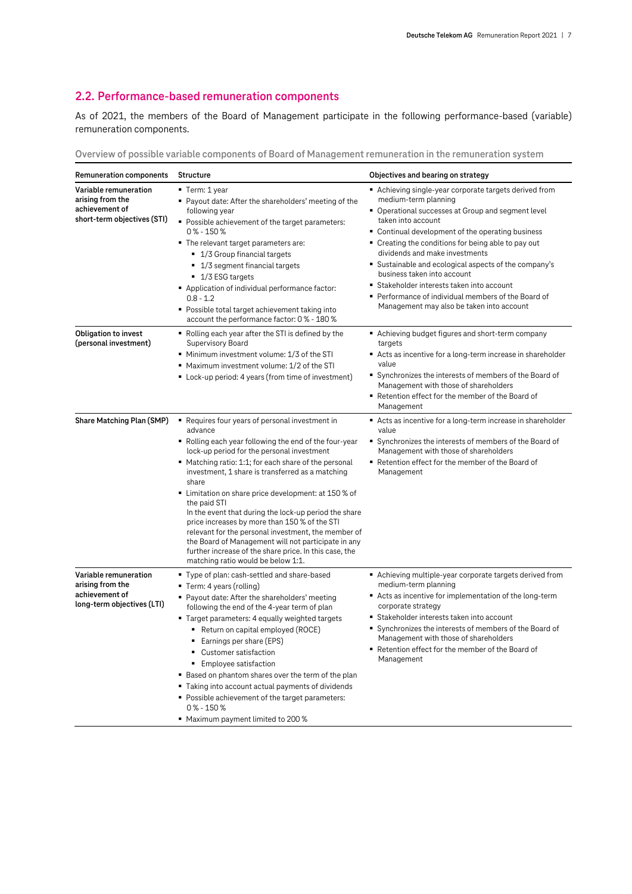## 2.2. Performance-based remuneration components

As of 2021, the members of the Board of Management participate in the following performance-based (variable) remuneration components.

Overview of possible variable components of Board of Management remuneration in the remuneration system

| Remuneration components | Structure | Objectives and bearing on strategy |
| --- | --- | --- |
| **Variable remuneration arising from the achievement of short-term objectives (STI)** | ▪ Term: 1 year<br>▪ Payout date: After the shareholders' meeting of the following year<br>▪ Possible achievement of the target parameters: 0 % - 150 %<br>▪ The relevant target parameters are:<br>&nbsp;&nbsp;▪ 1/3 Group financial targets<br>&nbsp;&nbsp;▪ 1/3 segment financial targets<br>&nbsp;&nbsp;▪ 1/3 ESG targets<br>▪ Application of individual performance factor: 0.8 - 1.2<br>▪ Possible total target achievement taking into account the performance factor: 0 % - 180 % | ▪ Achieving single-year corporate targets derived from medium-term planning<br>▪ Operational successes at Group and segment level taken into account<br>▪ Continual development of the operating business<br>▪ Creating the conditions for being able to pay out dividends and make investments<br>▪ Sustainable and ecological aspects of the company's business taken into account<br>▪ Stakeholder interests taken into account<br>▪ Performance of individual members of the Board of Management may also be taken into account |
| **Obligation to invest (personal investment)** | ▪ Rolling each year after the STI is defined by the Supervisory Board<br>▪ Minimum investment volume: 1/3 of the STI<br>▪ Maximum investment volume: 1/2 of the STI<br>▪ Lock-up period: 4 years (from time of investment) | ▪ Achieving budget figures and short-term company targets<br>▪ Acts as incentive for a long-term increase in shareholder value<br>▪ Synchronizes the interests of members of the Board of Management with those of shareholders<br>▪ Retention effect for the member of the Board of Management |
| **Share Matching Plan (SMP)** | ▪ Requires four years of personal investment in advance<br>▪ Rolling each year following the end of the four-year lock-up period for the personal investment<br>▪ Matching ratio: 1:1; for each share of the personal investment, 1 share is transferred as a matching share<br>▪ Limitation on share price development: at 150 % of the paid STI<br>In the event that during the lock-up period the share price increases by more than 150 % of the STI relevant for the personal investment, the member of the Board of Management will not participate in any further increase of the share price. In this case, the matching ratio would be below 1:1. | ▪ Acts as incentive for a long-term increase in shareholder value<br>▪ Synchronizes the interests of members of the Board of Management with those of shareholders<br>▪ Retention effect for the member of the Board of Management |
| **Variable remuneration arising from the achievement of long-term objectives (LTI)** | ▪ Type of plan: cash-settled and share-based<br>▪ Term: 4 years (rolling)<br>▪ Payout date: After the shareholders' meeting following the end of the 4-year term of plan<br>▪ Target parameters: 4 equally weighted targets<br>&nbsp;&nbsp;▪ Return on capital employed (ROCE)<br>&nbsp;&nbsp;▪ Earnings per share (EPS)<br>&nbsp;&nbsp;▪ Customer satisfaction<br>&nbsp;&nbsp;▪ Employee satisfaction<br>▪ Based on phantom shares over the term of the plan<br>▪ Taking into account actual payments of dividends<br>▪ Possible achievement of the target parameters: 0 % - 150 %<br>▪ Maximum payment limited to 200 % | ▪ Achieving multiple-year corporate targets derived from medium-term planning<br>▪ Acts as incentive for implementation of the long-term corporate strategy<br>▪ Stakeholder interests taken into account<br>▪ Synchronizes the interests of members of the Board of Management with those of shareholders<br>▪ Retention effect for the member of the Board of Management |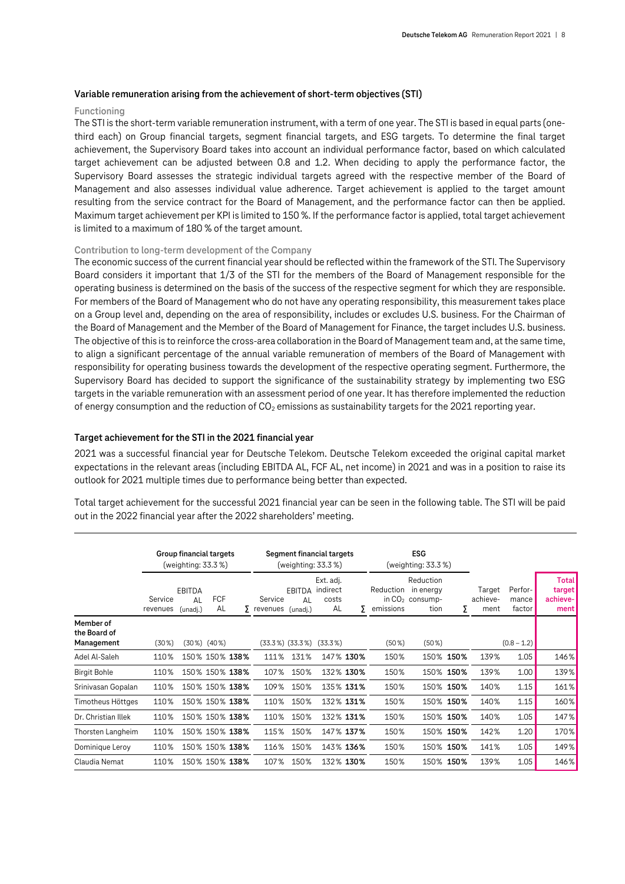### Variable remuneration arising from the achievement of short-term objectives (STI)

#### Functioning

The STI is the short-term variable remuneration instrument, with a term of one year. The STI is based in equal parts (one-third each) on Group financial targets, segment financial targets, and ESG targets. To determine the final target achievement, the Supervisory Board takes into account an individual performance factor, based on which calculated target achievement can be adjusted between 0.8 and 1.2. When deciding to apply the performance factor, the Supervisory Board assesses the strategic individual targets agreed with the respective member of the Board of Management and also assesses individual value adherence. Target achievement is applied to the target amount resulting from the service contract for the Board of Management, and the performance factor can then be applied. Maximum target achievement per KPI is limited to 150 %. If the performance factor is applied, total target achievement is limited to a maximum of 180 % of the target amount.

#### Contribution to long-term development of the Company

The economic success of the current financial year should be reflected within the framework of the STI. The Supervisory Board considers it important that 1/3 of the STI for the members of the Board of Management responsible for the operating business is determined on the basis of the success of the respective segment for which they are responsible. For members of the Board of Management who do not have any operating responsibility, this measurement takes place on a Group level and, depending on the area of responsibility, includes or excludes U.S. business. For the Chairman of the Board of Management and the Member of the Board of Management for Finance, the target includes U.S. business. The objective of this is to reinforce the cross-area collaboration in the Board of Management team and, at the same time, to align a significant percentage of the annual variable remuneration of members of the Board of Management with responsibility for operating business towards the development of the respective operating segment. Furthermore, the Supervisory Board has decided to support the significance of the sustainability strategy by implementing two ESG targets in the variable remuneration with an assessment period of one year. It has therefore implemented the reduction of energy consumption and the reduction of $CO_2$ emissions as sustainability targets for the 2021 reporting year.

### Target achievement for the STI in the 2021 financial year

2021 was a successful financial year for Deutsche Telekom. Deutsche Telekom exceeded the original capital market expectations in the relevant areas (including EBITDA AL, FCF AL, net income) in 2021 and was in a position to raise its outlook for 2021 multiple times due to performance being better than expected.

Total target achievement for the successful 2021 financial year can be seen in the following table. The STI will be paid out in the 2022 financial year after the 2022 shareholders' meeting.

| | Group financial targets (weighting: 33.3 %) | | | | Segment financial targets (weighting: 33.3 %) | | | | ESG (weighting: 33.3 %) | | | | | |
|---|---|---|---|---|---|---|---|---|---|---|---|---|---|---|
| | Service revenues | EBITDA AL (unadj.) | FCF AL | ∑ | Service revenues | EBITDA AL (unadj.) | Ext. adj. indirect costs AL | ∑ | Reduction in $CO_2$ emissions | Reduction in energy consumption | ∑ | Target achievement | Performance factor | **Total target achievement** |
| **Member of the Board of Management** | (30 %) | (30 %) | (40 %) | | (33.3 %) | (33.3 %) | (33.3 %) | | (50 %) | (50 %) | | | (0.8 – 1.2) | |
| Adel Al-Saleh | 110 % | 150 % | 150 % | **138 %** | 111 % | 131 % | 147 % | **130 %** | 150 % | 150 % | **150 %** | 139 % | 1.05 | 146 % |
| Birgit Bohle | 110 % | 150 % | 150 % | **138 %** | 107 % | 150 % | 132 % | **130 %** | 150 % | 150 % | **150 %** | 139 % | 1.00 | 139 % |
| Srinivasan Gopalan | 110 % | 150 % | 150 % | **138 %** | 109 % | 150 % | 135 % | **131 %** | 150 % | 150 % | **150 %** | 140 % | 1.15 | 161 % |
| Timotheus Höttges | 110 % | 150 % | 150 % | **138 %** | 110 % | 150 % | 132 % | **131 %** | 150 % | 150 % | **150 %** | 140 % | 1.15 | 160 % |
| Dr. Christian Illek | 110 % | 150 % | 150 % | **138 %** | 110 % | 150 % | 132 % | **131 %** | 150 % | 150 % | **150 %** | 140 % | 1.05 | 147 % |
| Thorsten Langheim | 110 % | 150 % | 150 % | **138 %** | 115 % | 150 % | 147 % | **137 %** | 150 % | 150 % | **150 %** | 142 % | 1.20 | 170 % |
| Dominique Leroy | 110 % | 150 % | 150 % | **138 %** | 116 % | 150 % | 143 % | **136 %** | 150 % | 150 % | **150 %** | 141 % | 1.05 | 149 % |
| Claudia Nemat | 110 % | 150 % | 150 % | **138 %** | 107 % | 150 % | 132 % | **130 %** | 150 % | 150 % | **150 %** | 139 % | 1.05 | 146 % |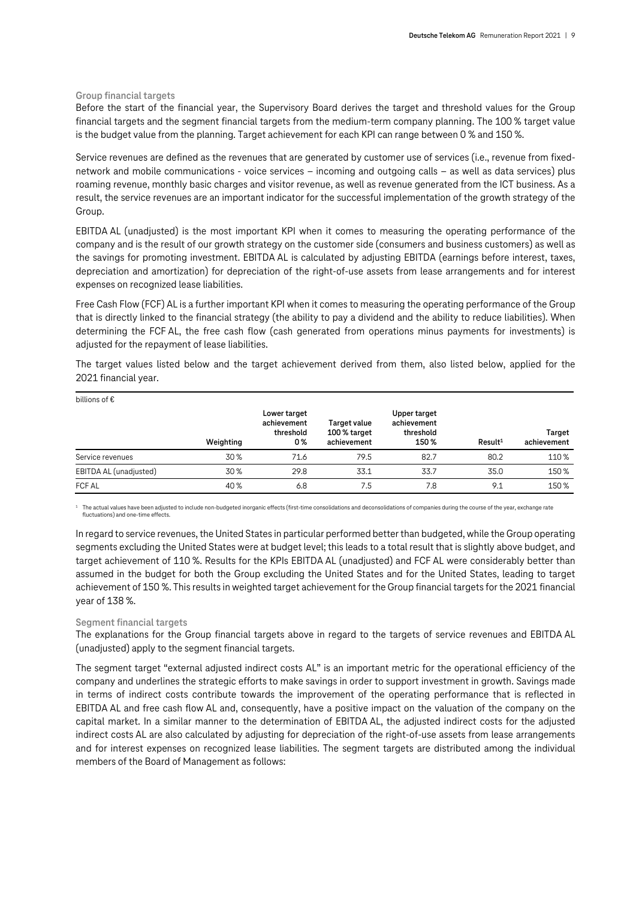### Group financial targets

Before the start of the financial year, the Supervisory Board derives the target and threshold values for the Group financial targets and the segment financial targets from the medium-term company planning. The 100 % target value is the budget value from the planning. Target achievement for each KPI can range between 0 % and 150 %.

Service revenues are defined as the revenues that are generated by customer use of services (i.e., revenue from fixed-network and mobile communications - voice services – incoming and outgoing calls – as well as data services) plus roaming revenue, monthly basic charges and visitor revenue, as well as revenue generated from the ICT business. As a result, the service revenues are an important indicator for the successful implementation of the growth strategy of the Group.

EBITDA AL (unadjusted) is the most important KPI when it comes to measuring the operating performance of the company and is the result of our growth strategy on the customer side (consumers and business customers) as well as the savings for promoting investment. EBITDA AL is calculated by adjusting EBITDA (earnings before interest, taxes, depreciation and amortization) for depreciation of the right-of-use assets from lease arrangements and for interest expenses on recognized lease liabilities.

Free Cash Flow (FCF) AL is a further important KPI when it comes to measuring the operating performance of the Group that is directly linked to the financial strategy (the ability to pay a dividend and the ability to reduce liabilities). When determining the FCF AL, the free cash flow (cash generated from operations minus payments for investments) is adjusted for the repayment of lease liabilities.

The target values listed below and the target achievement derived from them, also listed below, applied for the 2021 financial year.

billions of €

| | Weighting | Lower target achievement threshold 0 % | Target value 100 % target achievement | Upper target achievement threshold 150 % | Result[1] | Target achievement |
|---|---|---|---|---|---|---|
| Service revenues | 30 % | 71.6 | 79.5 | 82.7 | 80.2 | 110 % |
| EBITDA AL (unadjusted) | 30 % | 29.8 | 33.1 | 33.7 | 35.0 | 150 % |
| FCF AL | 40 % | 6.8 | 7.5 | 7.8 | 9.1 | 150 % |

[1] The actual values have been adjusted to include non-budgeted inorganic effects (first-time consolidations and deconsolidations of companies during the course of the year, exchange rate fluctuations) and one-time effects.

In regard to service revenues, the United States in particular performed better than budgeted, while the Group operating segments excluding the United States were at budget level; this leads to a total result that is slightly above budget, and target achievement of 110 %. Results for the KPIs EBITDA AL (unadjusted) and FCF AL were considerably better than assumed in the budget for both the Group excluding the United States and for the United States, leading to target achievement of 150 %. This results in weighted target achievement for the Group financial targets for the 2021 financial year of 138 %.

### Segment financial targets

The explanations for the Group financial targets above in regard to the targets of service revenues and EBITDA AL (unadjusted) apply to the segment financial targets.

The segment target "external adjusted indirect costs AL" is an important metric for the operational efficiency of the company and underlines the strategic efforts to make savings in order to support investment in growth. Savings made in terms of indirect costs contribute towards the improvement of the operating performance that is reflected in EBITDA AL and free cash flow AL and, consequently, have a positive impact on the valuation of the company on the capital market. In a similar manner to the determination of EBITDA AL, the adjusted indirect costs for the adjusted indirect costs AL are also calculated by adjusting for depreciation of the right-of-use assets from lease arrangements and for interest expenses on recognized lease liabilities. The segment targets are distributed among the individual members of the Board of Management as follows: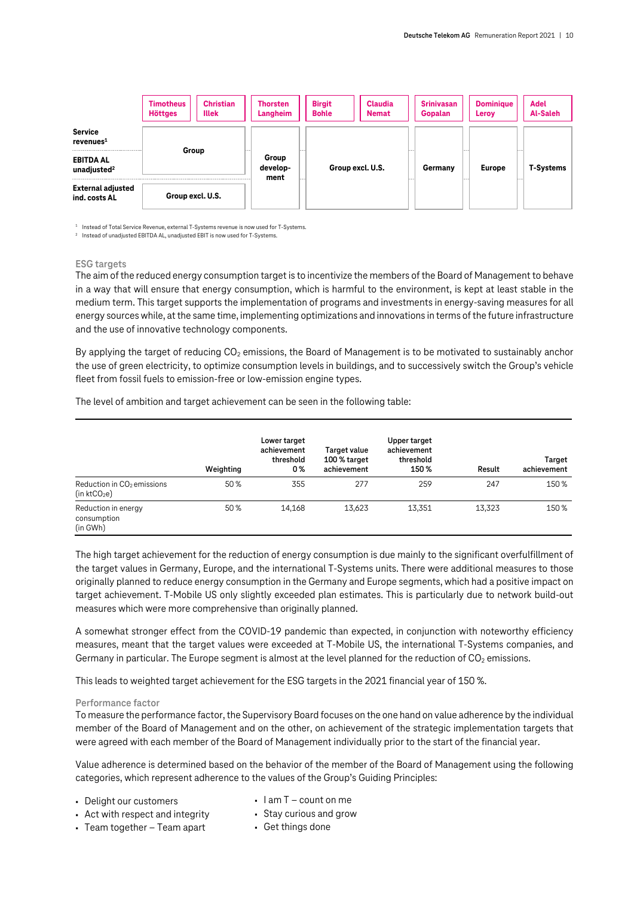| | Timotheus Höttges | Christian Illek | Thorsten Langheim | Birgit Bohle | Claudia Nemat | Srinivasan Gopalan | Dominique Leroy | Adel Al-Saleh |
|---|---|---|---|---|---|---|---|---|
| Service revenues[1] | Group | | Group development | Group excl. U.S. | | Germany | Europe | T-Systems |
| EBITDA AL unadjusted[2] | Group | | Group development | Group excl. U.S. | | Germany | Europe | T-Systems |
| External adjusted ind. costs AL | Group excl. U.S. | | Group development | Group excl. U.S. | | Germany | Europe | T-Systems |

[1] Instead of Total Service Revenue, external T-Systems revenue is now used for T-Systems.
[2] Instead of unadjusted EBITDA AL, unadjusted EBIT is now used for T-Systems.

### ESG targets

The aim of the reduced energy consumption target is to incentivize the members of the Board of Management to behave in a way that will ensure that energy consumption, which is harmful to the environment, is kept at least stable in the medium term. This target supports the implementation of programs and investments in energy-saving measures for all energy sources while, at the same time, implementing optimizations and innovations in terms of the future infrastructure and the use of innovative technology components.

By applying the target of reducing $CO_2$ emissions, the Board of Management is to be motivated to sustainably anchor the use of green electricity, to optimize consumption levels in buildings, and to successively switch the Group's vehicle fleet from fossil fuels to emission-free or low-emission engine types.

The level of ambition and target achievement can be seen in the following table:

| | Weighting | Lower target achievement threshold 0 % | Target value 100 % target achievement | Upper target achievement threshold 150 % | Result | Target achievement |
|---|---|---|---|---|---|---|
| Reduction in $CO_2$ emissions (in kt$CO_2$e) | 50 % | 355 | 277 | 259 | 247 | 150 % |
| Reduction in energy consumption (in GWh) | 50 % | 14,168 | 13,623 | 13,351 | 13,323 | 150 % |

The high target achievement for the reduction of energy consumption is due mainly to the significant overfulfillment of the target values in Germany, Europe, and the international T-Systems units. There were additional measures to those originally planned to reduce energy consumption in the Germany and Europe segments, which had a positive impact on target achievement. T-Mobile US only slightly exceeded plan estimates. This is particularly due to network build-out measures which were more comprehensive than originally planned.

A somewhat stronger effect from the COVID-19 pandemic than expected, in conjunction with noteworthy efficiency measures, meant that the target values were exceeded at T-Mobile US, the international T-Systems companies, and Germany in particular. The Europe segment is almost at the level planned for the reduction of $CO_2$ emissions.

This leads to weighted target achievement for the ESG targets in the 2021 financial year of 150 %.

### Performance factor

To measure the performance factor, the Supervisory Board focuses on the one hand on value adherence by the individual member of the Board of Management and on the other, on achievement of the strategic implementation targets that were agreed with each member of the Board of Management individually prior to the start of the financial year.

Value adherence is determined based on the behavior of the member of the Board of Management using the following categories, which represent adherence to the values of the Group's Guiding Principles:

- Delight our customers
- Act with respect and integrity
- Team together – Team apart
- I am T – count on me
- Stay curious and grow
- Get things done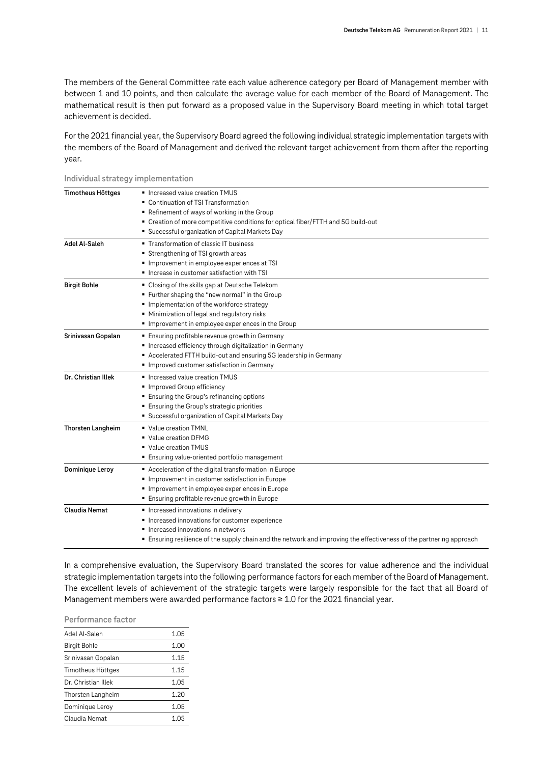The members of the General Committee rate each value adherence category per Board of Management member with between 1 and 10 points, and then calculate the average value for each member of the Board of Management. The mathematical result is then put forward as a proposed value in the Supervisory Board meeting in which total target achievement is decided.

For the 2021 financial year, the Supervisory Board agreed the following individual strategic implementation targets with the members of the Board of Management and derived the relevant target achievement from them after the reporting year.

**Individual strategy implementation**

| | |
|---|---|
| **Timotheus Höttges** | ▪ Increased value creation TMUS<br>▪ Continuation of TSI Transformation<br>▪ Refinement of ways of working in the Group<br>▪ Creation of more competitive conditions for optical fiber/FTTH and 5G build-out<br>▪ Successful organization of Capital Markets Day |
| **Adel Al-Saleh** | ▪ Transformation of classic IT business<br>▪ Strengthening of TSI growth areas<br>▪ Improvement in employee experiences at TSI<br>▪ Increase in customer satisfaction with TSI |
| **Birgit Bohle** | ▪ Closing of the skills gap at Deutsche Telekom<br>▪ Further shaping the "new normal" in the Group<br>▪ Implementation of the workforce strategy<br>▪ Minimization of legal and regulatory risks<br>▪ Improvement in employee experiences in the Group |
| **Srinivasan Gopalan** | ▪ Ensuring profitable revenue growth in Germany<br>▪ Increased efficiency through digitalization in Germany<br>▪ Accelerated FTTH build-out and ensuring 5G leadership in Germany<br>▪ Improved customer satisfaction in Germany |
| **Dr. Christian Illek** | ▪ Increased value creation TMUS<br>▪ Improved Group efficiency<br>▪ Ensuring the Group's refinancing options<br>▪ Ensuring the Group's strategic priorities<br>▪ Successful organization of Capital Markets Day |
| **Thorsten Langheim** | ▪ Value creation TMNL<br>▪ Value creation DFMG<br>▪ Value creation TMUS<br>▪ Ensuring value-oriented portfolio management |
| **Dominique Leroy** | ▪ Acceleration of the digital transformation in Europe<br>▪ Improvement in customer satisfaction in Europe<br>▪ Improvement in employee experiences in Europe<br>▪ Ensuring profitable revenue growth in Europe |
| **Claudia Nemat** | ▪ Increased innovations in delivery<br>▪ Increased innovations for customer experience<br>▪ Increased innovations in networks<br>▪ Ensuring resilience of the supply chain and the network and improving the effectiveness of the partnering approach |

In a comprehensive evaluation, the Supervisory Board translated the scores for value adherence and the individual strategic implementation targets into the following performance factors for each member of the Board of Management. The excellent levels of achievement of the strategic targets were largely responsible for the fact that all Board of Management members were awarded performance factors ≥ 1.0 for the 2021 financial year.

**Performance factor**

| | |
|---|---|
| Adel Al-Saleh | 1.05 |
| Birgit Bohle | 1.00 |
| Srinivasan Gopalan | 1.15 |
| Timotheus Höttges | 1.15 |
| Dr. Christian Illek | 1.05 |
| Thorsten Langheim | 1.20 |
| Dominique Leroy | 1.05 |
| Claudia Nemat | 1.05 |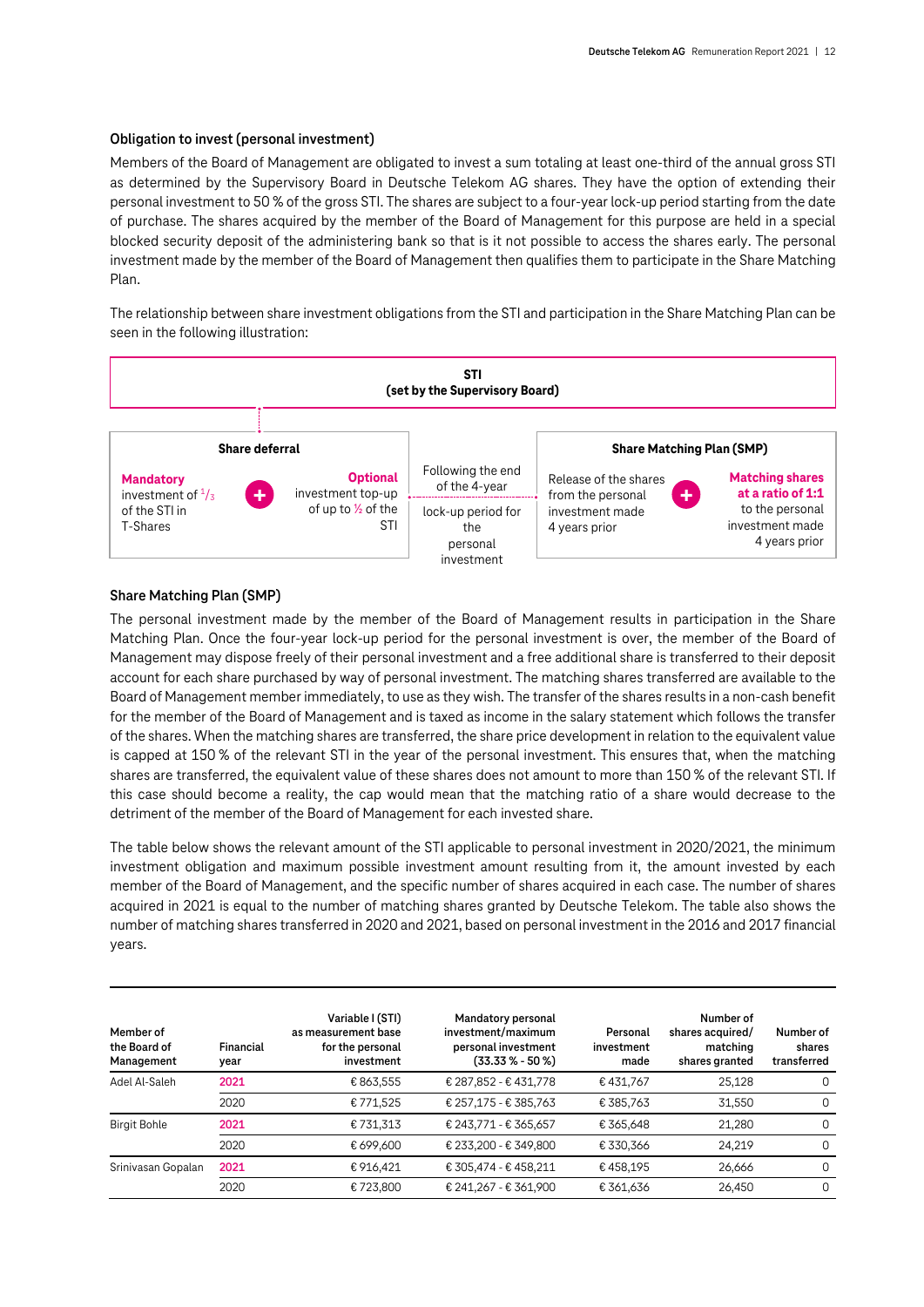### Obligation to invest (personal investment)

Members of the Board of Management are obligated to invest a sum totaling at least one-third of the annual gross STI as determined by the Supervisory Board in Deutsche Telekom AG shares. They have the option of extending their personal investment to 50 % of the gross STI. The shares are subject to a four-year lock-up period starting from the date of purchase. The shares acquired by the member of the Board of Management for this purpose are held in a special blocked security deposit of the administering bank so that is it not possible to access the shares early. The personal investment made by the member of the Board of Management then qualifies them to participate in the Share Matching Plan.

The relationship between share investment obligations from the STI and participation in the Share Matching Plan can be seen in the following illustration:

**STI**
**(set by the Supervisory Board)**

**Share deferral**

**Mandatory** investment of 1/3 of the STI in T-Shares + **Optional** investment top-up of up to ½ of the STI

Following the end of the 4-year lock-up period for the personal investment

**Share Matching Plan (SMP)**

Release of the shares from the personal investment made 4 years prior + **Matching shares at a ratio of 1:1** to the personal investment made 4 years prior

### Share Matching Plan (SMP)

The personal investment made by the member of the Board of Management results in participation in the Share Matching Plan. Once the four-year lock-up period for the personal investment is over, the member of the Board of Management may dispose freely of their personal investment and a free additional share is transferred to their deposit account for each share purchased by way of personal investment. The matching shares transferred are available to the Board of Management member immediately, to use as they wish. The transfer of the shares results in a non-cash benefit for the member of the Board of Management and is taxed as income in the salary statement which follows the transfer of the shares. When the matching shares are transferred, the share price development in relation to the equivalent value is capped at 150 % of the relevant STI in the year of the personal investment. This ensures that, when the matching shares are transferred, the equivalent value of these shares does not amount to more than 150 % of the relevant STI. If this case should become a reality, the cap would mean that the matching ratio of a share would decrease to the detriment of the member of the Board of Management for each invested share.

The table below shows the relevant amount of the STI applicable to personal investment in 2020/2021, the minimum investment obligation and maximum possible investment amount resulting from it, the amount invested by each member of the Board of Management, and the specific number of shares acquired in each case. The number of shares acquired in 2021 is equal to the number of matching shares granted by Deutsche Telekom. The table also shows the number of matching shares transferred in 2020 and 2021, based on personal investment in the 2016 and 2017 financial years.

| Member of the Board of Management | Financial year | Variable I (STI) as measurement base for the personal investment | Mandatory personal investment/maximum personal investment (33.33 % - 50 %) | Personal investment made | Number of shares acquired/ matching shares granted | Number of shares transferred |
|---|---|---|---|---|---|---|
| Adel Al-Saleh | **2021** | € 863,555 | € 287,852 - € 431,778 | € 431,767 | 25,128 | 0 |
| | 2020 | € 771,525 | € 257,175 - € 385,763 | € 385,763 | 31,550 | 0 |
| Birgit Bohle | **2021** | € 731,313 | € 243,771 - € 365,657 | € 365,648 | 21,280 | 0 |
| | 2020 | € 699,600 | € 233,200 - € 349,800 | € 330,366 | 24,219 | 0 |
| Srinivasan Gopalan | **2021** | € 916,421 | € 305,474 - € 458,211 | € 458,195 | 26,666 | 0 |
| | 2020 | € 723,800 | € 241,267 - € 361,900 | € 361,636 | 26,450 | 0 |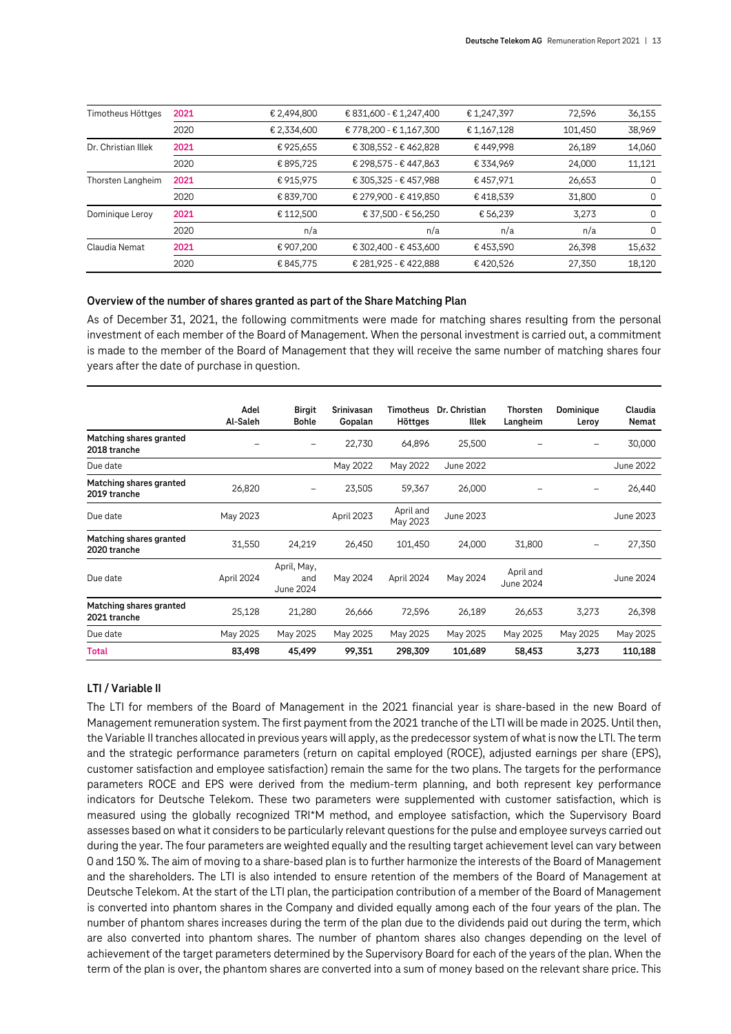| | | | | | | |
|---|---|---|---|---|---|---|
| Timotheus Höttges | **2021** | € 2,494,800 | € 831,600 - € 1,247,400 | € 1,247,397 | 72,596 | 36,155 |
| | 2020 | € 2,334,600 | € 778,200 - € 1,167,300 | € 1,167,128 | 101,450 | 38,969 |
| Dr. Christian Illek | **2021** | € 925,655 | € 308,552 - € 462,828 | € 449,998 | 26,189 | 14,060 |
| | 2020 | € 895,725 | € 298,575 - € 447,863 | € 334,969 | 24,000 | 11,121 |
| Thorsten Langheim | **2021** | € 915,975 | € 305,325 - € 457,988 | € 457,971 | 26,653 | 0 |
| | 2020 | € 839,700 | € 279,900 - € 419,850 | € 418,539 | 31,800 | 0 |
| Dominique Leroy | **2021** | € 112,500 | € 37,500 - € 56,250 | € 56,239 | 3,273 | 0 |
| | 2020 | n/a | n/a | n/a | n/a | 0 |
| Claudia Nemat | **2021** | € 907,200 | € 302,400 - € 453,600 | € 453,590 | 26,398 | 15,632 |
| | 2020 | € 845,775 | € 281,925 - € 422,888 | € 420,526 | 27,350 | 18,120 |

**Overview of the number of shares granted as part of the Share Matching Plan**

As of December 31, 2021, the following commitments were made for matching shares resulting from the personal investment of each member of the Board of Management. When the personal investment is carried out, a commitment is made to the member of the Board of Management that they will receive the same number of matching shares four years after the date of purchase in question.

| | Adel Al-Saleh | Birgit Bohle | Srinivasan Gopalan | Timotheus Höttges | Dr. Christian Illek | Thorsten Langheim | Dominique Leroy | Claudia Nemat |
|---|---|---|---|---|---|---|---|---|
| **Matching shares granted 2018 tranche** | – | – | 22,730 | 64,896 | 25,500 | – | – | 30,000 |
| Due date | | | May 2022 | May 2022 | June 2022 | | | June 2022 |
| **Matching shares granted 2019 tranche** | 26,820 | – | 23,505 | 59,367 | 26,000 | – | – | 26,440 |
| Due date | May 2023 | | April 2023 | April and May 2023 | June 2023 | | | June 2023 |
| **Matching shares granted 2020 tranche** | 31,550 | 24,219 | 26,450 | 101,450 | 24,000 | 31,800 | – | 27,350 |
| Due date | April 2024 | April, May, and June 2024 | May 2024 | April 2024 | May 2024 | April and June 2024 | | June 2024 |
| **Matching shares granted 2021 tranche** | 25,128 | 21,280 | 26,666 | 72,596 | 26,189 | 26,653 | 3,273 | 26,398 |
| Due date | May 2025 | May 2025 | May 2025 | May 2025 | May 2025 | May 2025 | May 2025 | May 2025 |
| **Total** | **83,498** | **45,499** | **99,351** | **298,309** | **101,689** | **58,453** | **3,273** | **110,188** |

### LTI / Variable II

The LTI for members of the Board of Management in the 2021 financial year is share-based in the new Board of Management remuneration system. The first payment from the 2021 tranche of the LTI will be made in 2025. Until then, the Variable II tranches allocated in previous years will apply, as the predecessor system of what is now the LTI. The term and the strategic performance parameters (return on capital employed (ROCE), adjusted earnings per share (EPS), customer satisfaction and employee satisfaction) remain the same for the two plans. The targets for the performance parameters ROCE and EPS were derived from the medium-term planning, and both represent key performance indicators for Deutsche Telekom. These two parameters were supplemented with customer satisfaction, which is measured using the globally recognized TRI*M method, and employee satisfaction, which the Supervisory Board assesses based on what it considers to be particularly relevant questions for the pulse and employee surveys carried out during the year. The four parameters are weighted equally and the resulting target achievement level can vary between 0 and 150 %. The aim of moving to a share-based plan is to further harmonize the interests of the Board of Management and the shareholders. The LTI is also intended to ensure retention of the members of the Board of Management at Deutsche Telekom. At the start of the LTI plan, the participation contribution of a member of the Board of Management is converted into phantom shares in the Company and divided equally among each of the four years of the plan. The number of phantom shares increases during the term of the plan due to the dividends paid out during the term, which are also converted into phantom shares. The number of phantom shares also changes depending on the level of achievement of the target parameters determined by the Supervisory Board for each of the years of the plan. When the term of the plan is over, the phantom shares are converted into a sum of money based on the relevant share price. This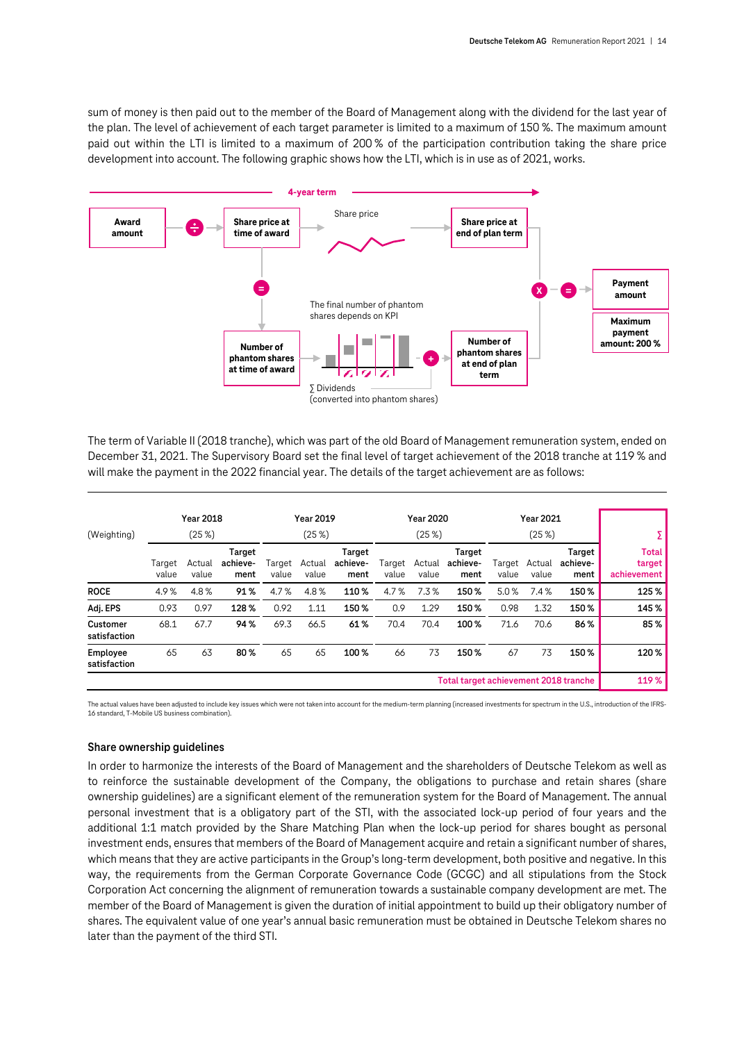sum of money is then paid out to the member of the Board of Management along with the dividend for the last year of the plan. The level of achievement of each target parameter is limited to a maximum of 150 %. The maximum amount paid out within the LTI is limited to a maximum of 200 % of the participation contribution taking the share price development into account. The following graphic shows how the LTI, which is in use as of 2021, works.

4-year term

Award amount ÷ Share price at time of award — Share price — Share price at end of plan term

= Number of phantom shares at time of award — The final number of phantom shares depends on KPI — + ∑ Dividends (converted into phantom shares) — Number of phantom shares at end of plan term

X = Payment amount

Maximum payment amount: 200 %

The term of Variable II (2018 tranche), which was part of the old Board of Management remuneration system, ended on December 31, 2021. The Supervisory Board set the final level of target achievement of the 2018 tranche at 119 % and will make the payment in the 2022 financial year. The details of the target achievement are as follows:

| (Weighting) | Year 2018 (25 %) | | | Year 2019 (25 %) | | | Year 2020 (25 %) | | | Year 2021 (25 %) | | | ∑ |
|---|---|---|---|---|---|---|---|---|---|---|---|---|---|
| | Target value | Actual value | Target achievement | Target value | Actual value | Target achievement | Target value | Actual value | Target achievement | Target value | Actual value | Target achievement | Total target achievement |
| **ROCE** | 4.9 % | 4.8 % | **91 %** | 4.7 % | 4.8 % | **110 %** | 4.7 % | 7.3 % | **150 %** | 5.0 % | 7.4 % | **150 %** | **125 %** |
| **Adj. EPS** | 0.93 | 0.97 | **128 %** | 0.92 | 1.11 | **150 %** | 0.9 | 1.29 | **150 %** | 0.98 | 1.32 | **150 %** | **145 %** |
| **Customer satisfaction** | 68.1 | 67.7 | **94 %** | 69.3 | 66.5 | **61 %** | 70.4 | 70.4 | **100 %** | 71.6 | 70.6 | **86 %** | **85 %** |
| **Employee satisfaction** | 65 | 63 | **80 %** | 65 | 65 | **100 %** | 66 | 73 | **150 %** | 67 | 73 | **150 %** | **120 %** |
| **Total target achievement 2018 tranche** | | | | | | | | | | | | | **119 %** |

The actual values have been adjusted to include key issues which were not taken into account for the medium-term planning (increased investments for spectrum in the U.S., introduction of the IFRS-16 standard, T-Mobile US business combination).

### Share ownership guidelines

In order to harmonize the interests of the Board of Management and the shareholders of Deutsche Telekom as well as to reinforce the sustainable development of the Company, the obligations to purchase and retain shares (share ownership guidelines) are a significant element of the remuneration system for the Board of Management. The annual personal investment that is a obligatory part of the STI, with the associated lock-up period of four years and the additional 1:1 match provided by the Share Matching Plan when the lock-up period for shares bought as personal investment ends, ensures that members of the Board of Management acquire and retain a significant number of shares, which means that they are active participants in the Group's long-term development, both positive and negative. In this way, the requirements from the German Corporate Governance Code (GCGC) and all stipulations from the Stock Corporation Act concerning the alignment of remuneration towards a sustainable company development are met. The member of the Board of Management is given the duration of initial appointment to build up their obligatory number of shares. The equivalent value of one year's annual basic remuneration must be obtained in Deutsche Telekom shares no later than the payment of the third STI.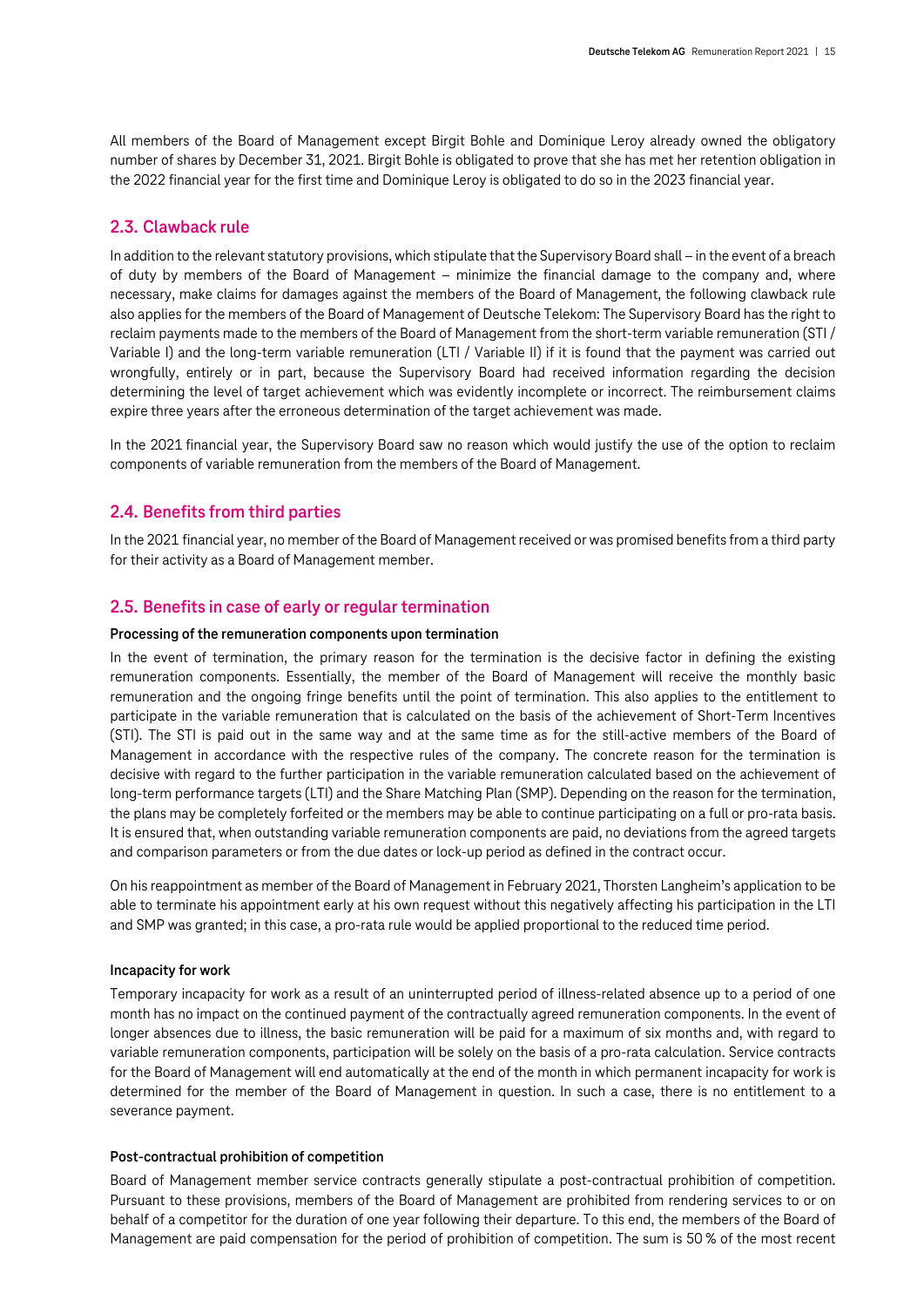All members of the Board of Management except Birgit Bohle and Dominique Leroy already owned the obligatory number of shares by December 31, 2021. Birgit Bohle is obligated to prove that she has met her retention obligation in the 2022 financial year for the first time and Dominique Leroy is obligated to do so in the 2023 financial year.

## 2.3. Clawback rule

In addition to the relevant statutory provisions, which stipulate that the Supervisory Board shall – in the event of a breach of duty by members of the Board of Management – minimize the financial damage to the company and, where necessary, make claims for damages against the members of the Board of Management, the following clawback rule also applies for the members of the Board of Management of Deutsche Telekom: The Supervisory Board has the right to reclaim payments made to the members of the Board of Management from the short-term variable remuneration (STI / Variable I) and the long-term variable remuneration (LTI / Variable II) if it is found that the payment was carried out wrongfully, entirely or in part, because the Supervisory Board had received information regarding the decision determining the level of target achievement which was evidently incomplete or incorrect. The reimbursement claims expire three years after the erroneous determination of the target achievement was made.

In the 2021 financial year, the Supervisory Board saw no reason which would justify the use of the option to reclaim components of variable remuneration from the members of the Board of Management.

## 2.4. Benefits from third parties

In the 2021 financial year, no member of the Board of Management received or was promised benefits from a third party for their activity as a Board of Management member.

## 2.5. Benefits in case of early or regular termination

**Processing of the remuneration components upon termination**

In the event of termination, the primary reason for the termination is the decisive factor in defining the existing remuneration components. Essentially, the member of the Board of Management will receive the monthly basic remuneration and the ongoing fringe benefits until the point of termination. This also applies to the entitlement to participate in the variable remuneration that is calculated on the basis of the achievement of Short-Term Incentives (STI). The STI is paid out in the same way and at the same time as for the still-active members of the Board of Management in accordance with the respective rules of the company. The concrete reason for the termination is decisive with regard to the further participation in the variable remuneration calculated based on the achievement of long-term performance targets (LTI) and the Share Matching Plan (SMP). Depending on the reason for the termination, the plans may be completely forfeited or the members may be able to continue participating on a full or pro-rata basis. It is ensured that, when outstanding variable remuneration components are paid, no deviations from the agreed targets and comparison parameters or from the due dates or lock-up period as defined in the contract occur.

On his reappointment as member of the Board of Management in February 2021, Thorsten Langheim's application to be able to terminate his appointment early at his own request without this negatively affecting his participation in the LTI and SMP was granted; in this case, a pro-rata rule would be applied proportional to the reduced time period.

**Incapacity for work**

Temporary incapacity for work as a result of an uninterrupted period of illness-related absence up to a period of one month has no impact on the continued payment of the contractually agreed remuneration components. In the event of longer absences due to illness, the basic remuneration will be paid for a maximum of six months and, with regard to variable remuneration components, participation will be solely on the basis of a pro-rata calculation. Service contracts for the Board of Management will end automatically at the end of the month in which permanent incapacity for work is determined for the member of the Board of Management in question. In such a case, there is no entitlement to a severance payment.

**Post-contractual prohibition of competition**

Board of Management member service contracts generally stipulate a post-contractual prohibition of competition. Pursuant to these provisions, members of the Board of Management are prohibited from rendering services to or on behalf of a competitor for the duration of one year following their departure. To this end, the members of the Board of Management are paid compensation for the period of prohibition of competition. The sum is 50 % of the most recent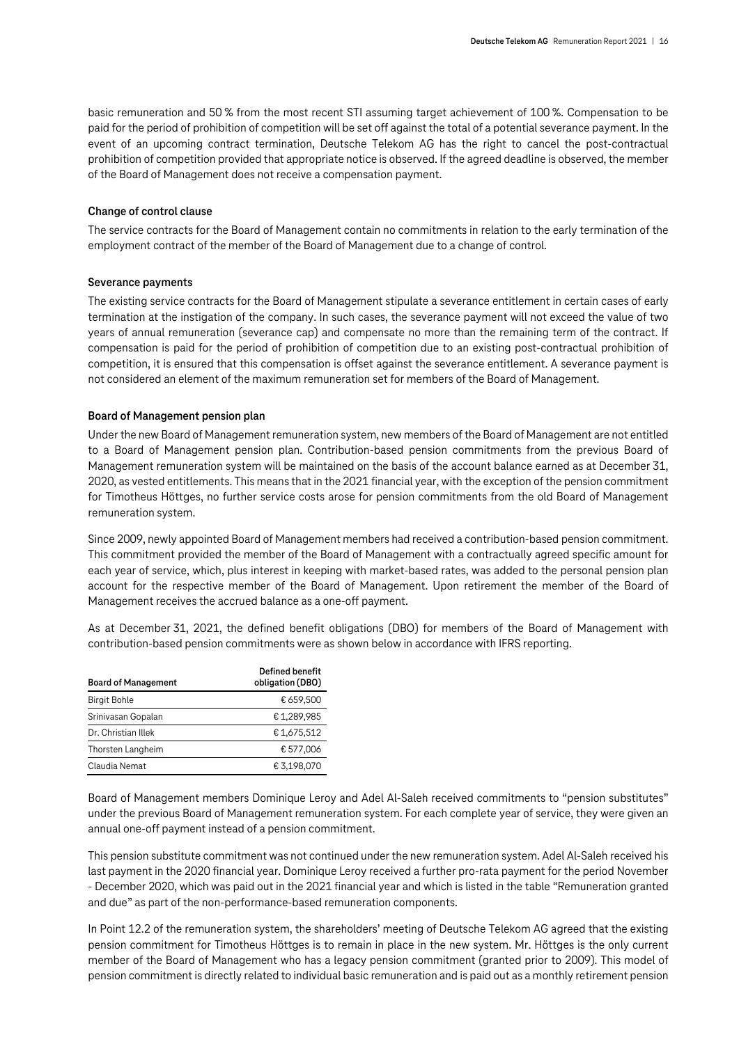basic remuneration and 50 % from the most recent STI assuming target achievement of 100 %. Compensation to be paid for the period of prohibition of competition will be set off against the total of a potential severance payment. In the event of an upcoming contract termination, Deutsche Telekom AG has the right to cancel the post-contractual prohibition of competition provided that appropriate notice is observed. If the agreed deadline is observed, the member of the Board of Management does not receive a compensation payment.

**Change of control clause**

The service contracts for the Board of Management contain no commitments in relation to the early termination of the employment contract of the member of the Board of Management due to a change of control.

**Severance payments**

The existing service contracts for the Board of Management stipulate a severance entitlement in certain cases of early termination at the instigation of the company. In such cases, the severance payment will not exceed the value of two years of annual remuneration (severance cap) and compensate no more than the remaining term of the contract. If compensation is paid for the period of prohibition of competition due to an existing post-contractual prohibition of competition, it is ensured that this compensation is offset against the severance entitlement. A severance payment is not considered an element of the maximum remuneration set for members of the Board of Management.

**Board of Management pension plan**

Under the new Board of Management remuneration system, new members of the Board of Management are not entitled to a Board of Management pension plan. Contribution-based pension commitments from the previous Board of Management remuneration system will be maintained on the basis of the account balance earned as at December 31, 2020, as vested entitlements. This means that in the 2021 financial year, with the exception of the pension commitment for Timotheus Höttges, no further service costs arose for pension commitments from the old Board of Management remuneration system.

Since 2009, newly appointed Board of Management members had received a contribution-based pension commitment. This commitment provided the member of the Board of Management with a contractually agreed specific amount for each year of service, which, plus interest in keeping with market-based rates, was added to the personal pension plan account for the respective member of the Board of Management. Upon retirement the member of the Board of Management receives the accrued balance as a one-off payment.

As at December 31, 2021, the defined benefit obligations (DBO) for members of the Board of Management with contribution-based pension commitments were as shown below in accordance with IFRS reporting.

| Board of Management | Defined benefit obligation (DBO) |
|---|---|
| Birgit Bohle | € 659,500 |
| Srinivasan Gopalan | € 1,289,985 |
| Dr. Christian Illek | € 1,675,512 |
| Thorsten Langheim | € 577,006 |
| Claudia Nemat | € 3,198,070 |

Board of Management members Dominique Leroy and Adel Al-Saleh received commitments to "pension substitutes" under the previous Board of Management remuneration system. For each complete year of service, they were given an annual one-off payment instead of a pension commitment.

This pension substitute commitment was not continued under the new remuneration system. Adel Al-Saleh received his last payment in the 2020 financial year. Dominique Leroy received a further pro-rata payment for the period November - December 2020, which was paid out in the 2021 financial year and which is listed in the table "Remuneration granted and due" as part of the non-performance-based remuneration components.

In Point 12.2 of the remuneration system, the shareholders' meeting of Deutsche Telekom AG agreed that the existing pension commitment for Timotheus Höttges is to remain in place in the new system. Mr. Höttges is the only current member of the Board of Management who has a legacy pension commitment (granted prior to 2009). This model of pension commitment is directly related to individual basic remuneration and is paid out as a monthly retirement pension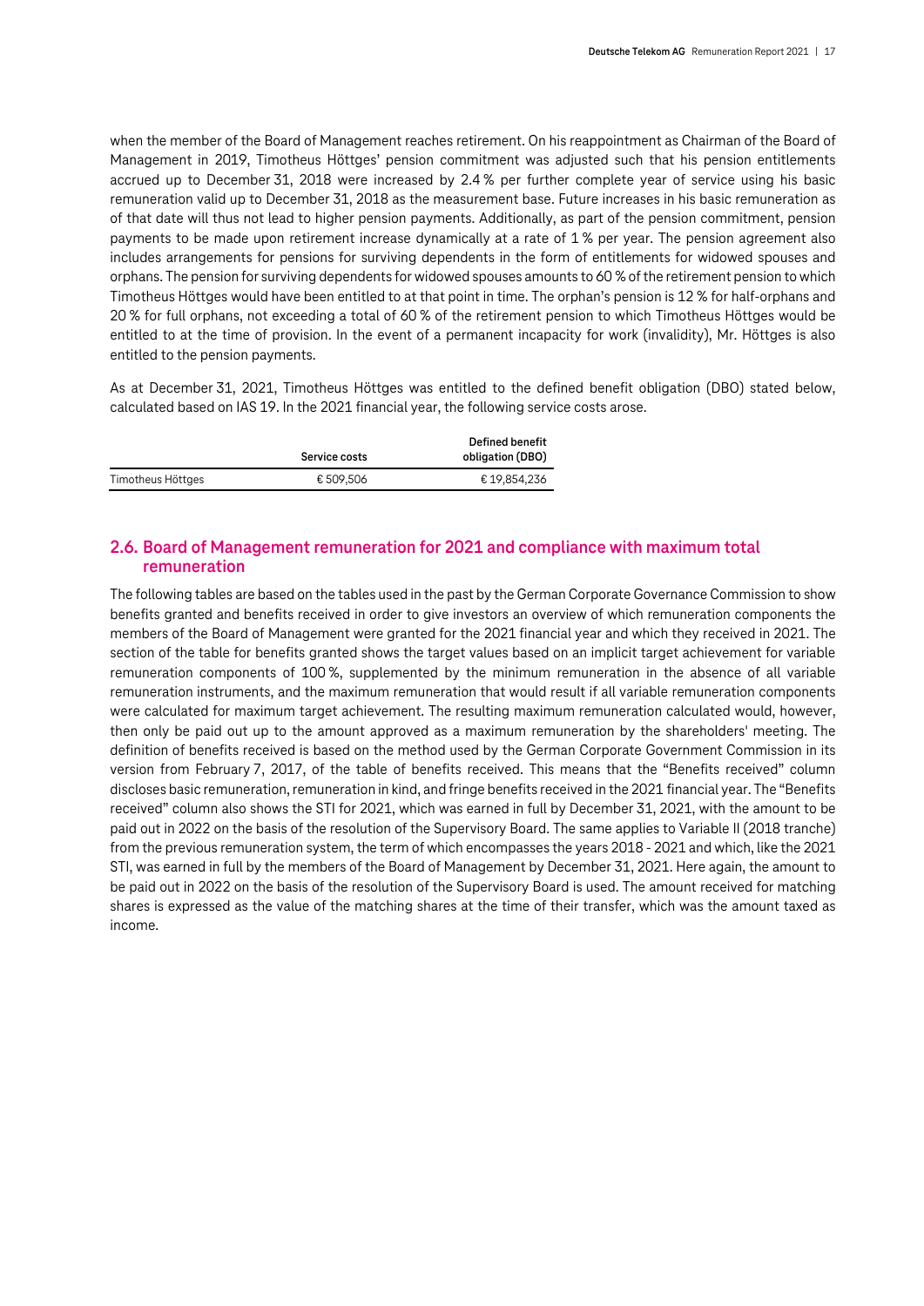when the member of the Board of Management reaches retirement. On his reappointment as Chairman of the Board of Management in 2019, Timotheus Höttges' pension commitment was adjusted such that his pension entitlements accrued up to December 31, 2018 were increased by 2.4 % per further complete year of service using his basic remuneration valid up to December 31, 2018 as the measurement base. Future increases in his basic remuneration as of that date will thus not lead to higher pension payments. Additionally, as part of the pension commitment, pension payments to be made upon retirement increase dynamically at a rate of 1 % per year. The pension agreement also includes arrangements for pensions for surviving dependents in the form of entitlements for widowed spouses and orphans. The pension for surviving dependents for widowed spouses amounts to 60 % of the retirement pension to which Timotheus Höttges would have been entitled to at that point in time. The orphan's pension is 12 % for half-orphans and 20 % for full orphans, not exceeding a total of 60 % of the retirement pension to which Timotheus Höttges would be entitled to at the time of provision. In the event of a permanent incapacity for work (invalidity), Mr. Höttges is also entitled to the pension payments.

As at December 31, 2021, Timotheus Höttges was entitled to the defined benefit obligation (DBO) stated below, calculated based on IAS 19. In the 2021 financial year, the following service costs arose.

| | Service costs | Defined benefit obligation (DBO) |
|---|---|---|
| Timotheus Höttges | € 509,506 | € 19,854,236 |

## 2.6. Board of Management remuneration for 2021 and compliance with maximum total remuneration

The following tables are based on the tables used in the past by the German Corporate Governance Commission to show benefits granted and benefits received in order to give investors an overview of which remuneration components the members of the Board of Management were granted for the 2021 financial year and which they received in 2021. The section of the table for benefits granted shows the target values based on an implicit target achievement for variable remuneration components of 100 %, supplemented by the minimum remuneration in the absence of all variable remuneration instruments, and the maximum remuneration that would result if all variable remuneration components were calculated for maximum target achievement. The resulting maximum remuneration calculated would, however, then only be paid out up to the amount approved as a maximum remuneration by the shareholders' meeting. The definition of benefits received is based on the method used by the German Corporate Government Commission in its version from February 7, 2017, of the table of benefits received. This means that the "Benefits received" column discloses basic remuneration, remuneration in kind, and fringe benefits received in the 2021 financial year. The "Benefits received" column also shows the STI for 2021, which was earned in full by December 31, 2021, with the amount to be paid out in 2022 on the basis of the resolution of the Supervisory Board. The same applies to Variable II (2018 tranche) from the previous remuneration system, the term of which encompasses the years 2018 - 2021 and which, like the 2021 STI, was earned in full by the members of the Board of Management by December 31, 2021. Here again, the amount to be paid out in 2022 on the basis of the resolution of the Supervisory Board is used. The amount received for matching shares is expressed as the value of the matching shares at the time of their transfer, which was the amount taxed as income.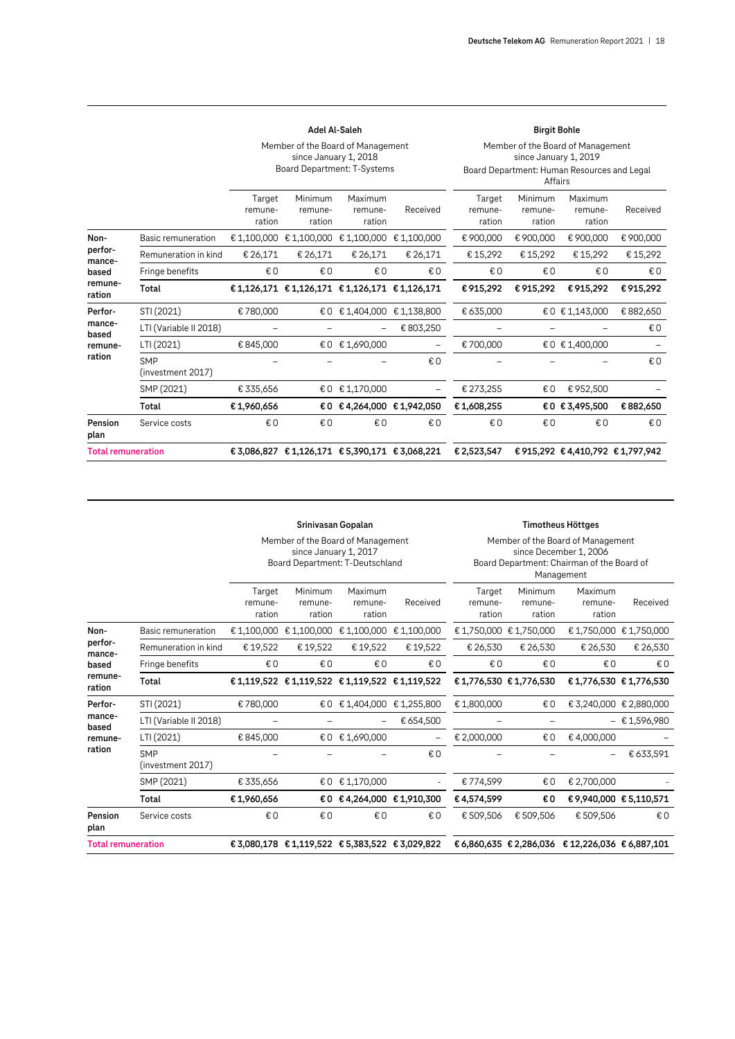| | | Adel Al-Saleh<br>Member of the Board of Management since January 1, 2018<br>Board Department: T-Systems | | | | Birgit Bohle<br>Member of the Board of Management since January 1, 2019<br>Board Department: Human Resources and Legal Affairs | | | |
|---|---|---|---|---|---|---|---|---|---|
| | | Target remune-ration | Minimum remune-ration | Maximum remune-ration | Received | Target remune-ration | Minimum remune-ration | Maximum remune-ration | Received |
| Non-performance-based remuneration | Basic remuneration | € 1,100,000 | € 1,100,000 | € 1,100,000 | € 1,100,000 | € 900,000 | € 900,000 | € 900,000 | € 900,000 |
| | Remuneration in kind | € 26,171 | € 26,171 | € 26,171 | € 26,171 | € 15,292 | € 15,292 | € 15,292 | € 15,292 |
| | Fringe benefits | € 0 | € 0 | € 0 | € 0 | € 0 | € 0 | € 0 | € 0 |
| | **Total** | **€ 1,126,171** | **€ 1,126,171** | **€ 1,126,171** | **€ 1,126,171** | **€ 915,292** | **€ 915,292** | **€ 915,292** | **€ 915,292** |
| Performance-based remuneration | STI (2021) | € 780,000 | € 0 | € 1,404,000 | € 1,138,800 | € 635,000 | € 0 | € 1,143,000 | € 882,650 |
| | LTI (Variable II 2018) | – | – | – | € 803,250 | – | – | – | € 0 |
| | LTI (2021) | € 845,000 | € 0 | € 1,690,000 | – | € 700,000 | € 0 | € 1,400,000 | – |
| | SMP (investment 2017) | – | – | – | € 0 | – | – | – | € 0 |
| | SMP (2021) | € 335,656 | € 0 | € 1,170,000 | – | € 273,255 | € 0 | € 952,500 | – |
| | **Total** | **€ 1,960,656** | **€ 0** | **€ 4,264,000** | **€ 1,942,050** | **€ 1,608,255** | **€ 0** | **€ 3,495,500** | **€ 882,650** |
| Pension plan | Service costs | € 0 | € 0 | € 0 | € 0 | € 0 | € 0 | € 0 | € 0 |
| **Total remuneration** | | **€ 3,086,827** | **€ 1,126,171** | **€ 5,390,171** | **€ 3,068,221** | **€ 2,523,547** | **€ 915,292** | **€ 4,410,792** | **€ 1,797,942** |

| | | Srinivasan Gopalan<br>Member of the Board of Management since January 1, 2017<br>Board Department: T-Deutschland | | | | Timotheus Höttges<br>Member of the Board of Management since December 1, 2006<br>Board Department: Chairman of the Board of Management | | | |
|---|---|---|---|---|---|---|---|---|---|
| | | Target remune-ration | Minimum remune-ration | Maximum remune-ration | Received | Target remune-ration | Minimum remune-ration | Maximum remune-ration | Received |
| Non-performance-based remuneration | Basic remuneration | € 1,100,000 | € 1,100,000 | € 1,100,000 | € 1,100,000 | € 1,750,000 | € 1,750,000 | € 1,750,000 | € 1,750,000 |
| | Remuneration in kind | € 19,522 | € 19,522 | € 19,522 | € 19,522 | € 26,530 | € 26,530 | € 26,530 | € 26,530 |
| | Fringe benefits | € 0 | € 0 | € 0 | € 0 | € 0 | € 0 | € 0 | € 0 |
| | **Total** | **€ 1,119,522** | **€ 1,119,522** | **€ 1,119,522** | **€ 1,119,522** | **€ 1,776,530** | **€ 1,776,530** | **€ 1,776,530** | **€ 1,776,530** |
| Performance-based remuneration | STI (2021) | € 780,000 | € 0 | € 1,404,000 | € 1,255,800 | € 1,800,000 | € 0 | € 3,240,000 | € 2,880,000 |
| | LTI (Variable II 2018) | – | – | – | € 654,500 | – | – | – | € 1,596,980 |
| | LTI (2021) | € 845,000 | € 0 | € 1,690,000 | – | € 2,000,000 | € 0 | € 4,000,000 | – |
| | SMP (investment 2017) | – | – | – | € 0 | – | – | – | € 633,591 |
| | SMP (2021) | € 335,656 | € 0 | € 1,170,000 | - | € 774,599 | € 0 | € 2,700,000 | - |
| | **Total** | **€ 1,960,656** | **€ 0** | **€ 4,264,000** | **€ 1,910,300** | **€ 4,574,599** | **€ 0** | **€ 9,940,000** | **€ 5,110,571** |
| Pension plan | Service costs | € 0 | € 0 | € 0 | € 0 | € 509,506 | € 509,506 | € 509,506 | € 0 |
| **Total remuneration** | | **€ 3,080,178** | **€ 1,119,522** | **€ 5,383,522** | **€ 3,029,822** | **€ 6,860,635** | **€ 2,286,036** | **€ 12,226,036** | **€ 6,887,101** |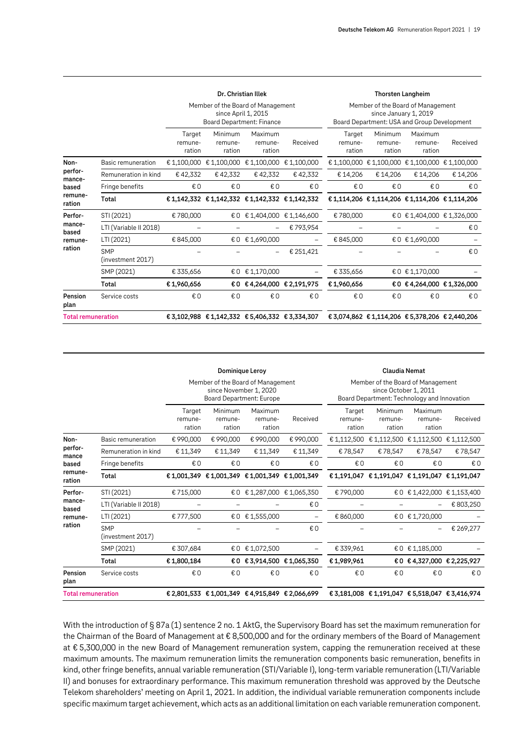| | | Dr. Christian Illek | | | | Thorsten Langheim | | | |
|---|---|---|---|---|---|---|---|---|---|
| | | Member of the Board of Management since April 1, 2015 Board Department: Finance | | | | Member of the Board of Management since January 1, 2019 Board Department: USA and Group Development | | | |
| | | Target remune-ration | Minimum remune-ration | Maximum remune-ration | Received | Target remune-ration | Minimum remune-ration | Maximum remune-ration | Received |
| Non-performance-based remune-ration | Basic remuneration | € 1,100,000 | € 1,100,000 | € 1,100,000 | € 1,100,000 | € 1,100,000 | € 1,100,000 | € 1,100,000 | € 1,100,000 |
| | Remuneration in kind | € 42,332 | € 42,332 | € 42,332 | € 42,332 | € 14,206 | € 14,206 | € 14,206 | € 14,206 |
| | Fringe benefits | € 0 | € 0 | € 0 | € 0 | € 0 | € 0 | € 0 | € 0 |
| | **Total** | **€ 1,142,332** | **€ 1,142,332** | **€ 1,142,332** | **€ 1,142,332** | **€ 1,114,206** | **€ 1,114,206** | **€ 1,114,206** | **€ 1,114,206** |
| Perfor-mance-based remune-ration | STI (2021) | € 780,000 | € 0 | € 1,404,000 | € 1,146,600 | € 780,000 | € 0 | € 1,404,000 | € 1,326,000 |
| | LTI (Variable II 2018) | – | – | – | € 793,954 | – | – | – | € 0 |
| | LTI (2021) | € 845,000 | € 0 | € 1,690,000 | – | € 845,000 | € 0 | € 1,690,000 | – |
| | SMP (investment 2017) | – | – | – | € 251,421 | – | – | – | € 0 |
| | SMP (2021) | € 335,656 | € 0 | € 1,170,000 | – | € 335,656 | € 0 | € 1,170,000 | – |
| | **Total** | **€ 1,960,656** | **€ 0** | **€ 4,264,000** | **€ 2,191,975** | **€ 1,960,656** | **€ 0** | **€ 4,264,000** | **€ 1,326,000** |
| Pension plan | Service costs | € 0 | € 0 | € 0 | € 0 | € 0 | € 0 | € 0 | € 0 |
| **Total remuneration** | | **€ 3,102,988** | **€ 1,142,332** | **€ 5,406,332** | **€ 3,334,307** | **€ 3,074,862** | **€ 1,114,206** | **€ 5,378,206** | **€ 2,440,206** |

| | | Dominique Leroy | | | | Claudia Nemat | | | |
|---|---|---|---|---|---|---|---|---|---|
| | | Member of the Board of Management since November 1, 2020 Board Department: Europe | | | | Member of the Board of Management since October 1, 2011 Board Department: Technology and Innovation | | | |
| | | Target remune-ration | Minimum remune-ration | Maximum remune-ration | Received | Target remune-ration | Minimum remune-ration | Maximum remune-ration | Received |
| Non-performance based remune-ration | Basic remuneration | € 990,000 | € 990,000 | € 990,000 | € 990,000 | € 1,112,500 | € 1,112,500 | € 1,112,500 | € 1,112,500 |
| | Remuneration in kind | € 11,349 | € 11,349 | € 11,349 | € 11,349 | € 78,547 | € 78,547 | € 78,547 | € 78,547 |
| | Fringe benefits | € 0 | € 0 | € 0 | € 0 | € 0 | € 0 | € 0 | € 0 |
| | **Total** | **€ 1,001,349** | **€ 1,001,349** | **€ 1,001,349** | **€ 1,001,349** | **€ 1,191,047** | **€ 1,191,047** | **€ 1,191,047** | **€ 1,191,047** |
| Perfor-mance-based remune-ration | STI (2021) | € 715,000 | € 0 | € 1,287,000 | € 1,065,350 | € 790,000 | € 0 | € 1,422,000 | € 1,153,400 |
| | LTI (Variable II 2018) | – | – | – | € 0 | – | – | – | € 803,250 |
| | LTI (2021) | € 777,500 | € 0 | € 1,555,000 | – | € 860,000 | € 0 | € 1,720,000 | – |
| | SMP (investment 2017) | – | – | – | € 0 | – | – | – | € 269,277 |
| | SMP (2021) | € 307,684 | € 0 | € 1,072,500 | – | € 339,961 | € 0 | € 1,185,000 | – |
| | **Total** | **€ 1,800,184** | **€ 0** | **€ 3,914,500** | **€ 1,065,350** | **€ 1,989,961** | **€ 0** | **€ 4,327,000** | **€ 2,225,927** |
| Pension plan | Service costs | € 0 | € 0 | € 0 | € 0 | € 0 | € 0 | € 0 | € 0 |
| **Total remuneration** | | **€ 2,801,533** | **€ 1,001,349** | **€ 4,915,849** | **€ 2,066,699** | **€ 3,181,008** | **€ 1,191,047** | **€ 5,518,047** | **€ 3,416,974** |

With the introduction of § 87a (1) sentence 2 no. 1 AktG, the Supervisory Board has set the maximum remuneration for the Chairman of the Board of Management at € 8,500,000 and for the ordinary members of the Board of Management at € 5,300,000 in the new Board of Management remuneration system, capping the remuneration received at these maximum amounts. The maximum remuneration limits the remuneration components basic remuneration, benefits in kind, other fringe benefits, annual variable remuneration (STI/Variable I), long-term variable remuneration (LTI/Variable II) and bonuses for extraordinary performance. This maximum remuneration threshold was approved by the Deutsche Telekom shareholders' meeting on April 1, 2021. In addition, the individual variable remuneration components include specific maximum target achievement, which acts as an additional limitation on each variable remuneration component.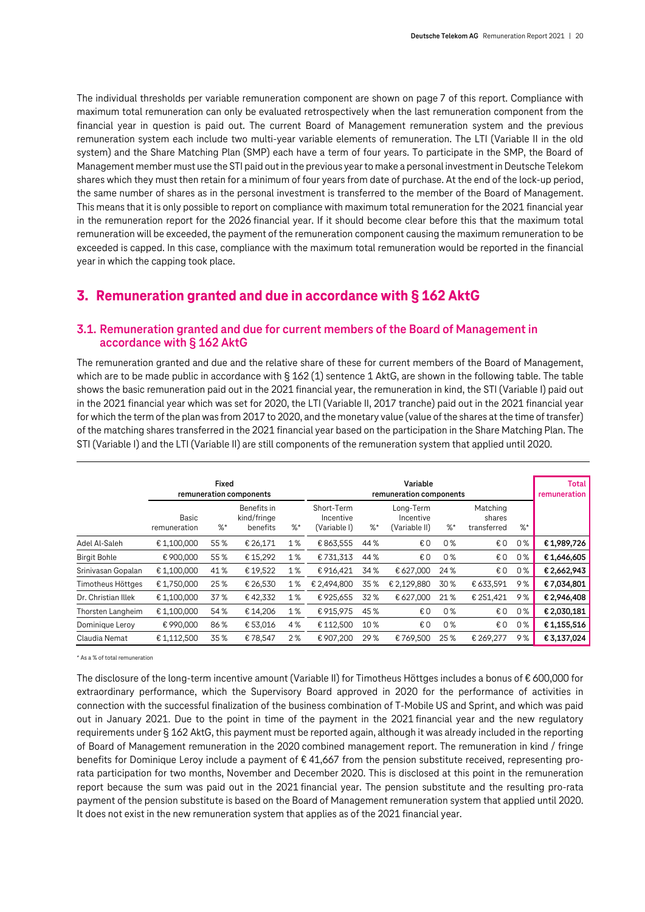The individual thresholds per variable remuneration component are shown on page 7 of this report. Compliance with maximum total remuneration can only be evaluated retrospectively when the last remuneration component from the financial year in question is paid out. The current Board of Management remuneration system and the previous remuneration system each include two multi-year variable elements of remuneration. The LTI (Variable II in the old system) and the Share Matching Plan (SMP) each have a term of four years. To participate in the SMP, the Board of Management member must use the STI paid out in the previous year to make a personal investment in Deutsche Telekom shares which they must then retain for a minimum of four years from date of purchase. At the end of the lock-up period, the same number of shares as in the personal investment is transferred to the member of the Board of Management. This means that it is only possible to report on compliance with maximum total remuneration for the 2021 financial year in the remuneration report for the 2026 financial year. If it should become clear before this that the maximum total remuneration will be exceeded, the payment of the remuneration component causing the maximum remuneration to be exceeded is capped. In this case, compliance with the maximum total remuneration would be reported in the financial year in which the capping took place.

# 3. Remuneration granted and due in accordance with § 162 AktG

## 3.1. Remuneration granted and due for current members of the Board of Management in accordance with § 162 AktG

The remuneration granted and due and the relative share of these for current members of the Board of Management, which are to be made public in accordance with § 162 (1) sentence 1 AktG, are shown in the following table. The table shows the basic remuneration paid out in the 2021 financial year, the remuneration in kind, the STI (Variable I) paid out in the 2021 financial year which was set for 2020, the LTI (Variable II, 2017 tranche) paid out in the 2021 financial year for which the term of the plan was from 2017 to 2020, and the monetary value (value of the shares at the time of transfer) of the matching shares transferred in the 2021 financial year based on the participation in the Share Matching Plan. The STI (Variable I) and the LTI (Variable II) are still components of the remuneration system that applied until 2020.

| | Fixed remuneration components | | | | Variable remuneration components | | | | | | Total remuneration |
|---|---|---|---|---|---|---|---|---|---|---|---|
| | Basic remuneration | %* | Benefits in kind/fringe benefits | %* | Short-Term Incentive (Variable I) | %* | Long-Term Incentive (Variable II) | %* | Matching shares transferred | %* | |
| Adel Al-Saleh | € 1,100,000 | 55 % | € 26,171 | 1 % | € 863,555 | 44 % | € 0 | 0 % | € 0 | 0 % | **€ 1,989,726** |
| Birgit Bohle | € 900,000 | 55 % | € 15,292 | 1 % | € 731,313 | 44 % | € 0 | 0 % | € 0 | 0 % | **€ 1,646,605** |
| Srinivasan Gopalan | € 1,100,000 | 41 % | € 19,522 | 1 % | € 916,421 | 34 % | € 627,000 | 24 % | € 0 | 0 % | **€ 2,662,943** |
| Timotheus Höttges | € 1,750,000 | 25 % | € 26,530 | 1 % | € 2,494,800 | 35 % | € 2,129,880 | 30 % | € 633,591 | 9 % | **€ 7,034,801** |
| Dr. Christian Illek | € 1,100,000 | 37 % | € 42,332 | 1 % | € 925,655 | 32 % | € 627,000 | 21 % | € 251,421 | 9 % | **€ 2,946,408** |
| Thorsten Langheim | € 1,100,000 | 54 % | € 14,206 | 1 % | € 915,975 | 45 % | € 0 | 0 % | € 0 | 0 % | **€ 2,030,181** |
| Dominique Leroy | € 990,000 | 86 % | € 53,016 | 4 % | € 112,500 | 10 % | € 0 | 0 % | € 0 | 0 % | **€ 1,155,516** |
| Claudia Nemat | € 1,112,500 | 35 % | € 78,547 | 2 % | € 907,200 | 29 % | € 769,500 | 25 % | € 269,277 | 9 % | **€ 3,137,024** |

\* As a % of total remuneration

The disclosure of the long-term incentive amount (Variable II) for Timotheus Höttges includes a bonus of € 600,000 for extraordinary performance, which the Supervisory Board approved in 2020 for the performance of activities in connection with the successful finalization of the business combination of T-Mobile US and Sprint, and which was paid out in January 2021. Due to the point in time of the payment in the 2021 financial year and the new regulatory requirements under § 162 AktG, this payment must be reported again, although it was already included in the reporting of Board of Management remuneration in the 2020 combined management report. The remuneration in kind / fringe benefits for Dominique Leroy include a payment of € 41,667 from the pension substitute received, representing pro-rata participation for two months, November and December 2020. This is disclosed at this point in the remuneration report because the sum was paid out in the 2021 financial year. The pension substitute and the resulting pro-rata payment of the pension substitute is based on the Board of Management remuneration system that applied until 2020. It does not exist in the new remuneration system that applies as of the 2021 financial year.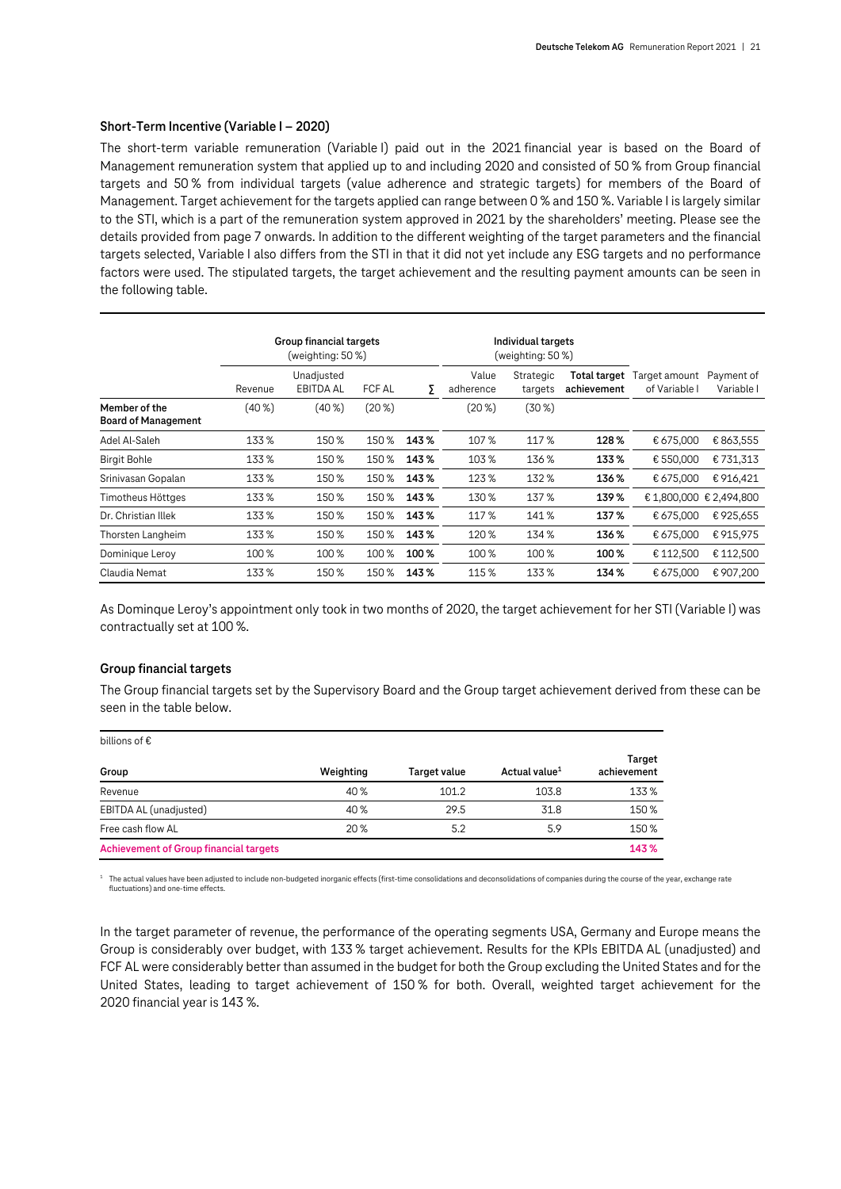### Short-Term Incentive (Variable I – 2020)

The short-term variable remuneration (Variable I) paid out in the 2021 financial year is based on the Board of Management remuneration system that applied up to and including 2020 and consisted of 50 % from Group financial targets and 50 % from individual targets (value adherence and strategic targets) for members of the Board of Management. Target achievement for the targets applied can range between 0 % and 150 %. Variable I is largely similar to the STI, which is a part of the remuneration system approved in 2021 by the shareholders' meeting. Please see the details provided from page 7 onwards. In addition to the different weighting of the target parameters and the financial targets selected, Variable I also differs from the STI in that it did not yet include any ESG targets and no performance factors were used. The stipulated targets, the target achievement and the resulting payment amounts can be seen in the following table.

| | **Group financial targets** (weighting: 50 %) | | | | **Individual targets** (weighting: 50 %) | | | | |
|---|---|---|---|---|---|---|---|---|---|
| | Revenue | Unadjusted EBITDA AL | FCF AL | Σ | Value adherence | Strategic targets | **Total target achievement** | Target amount of Variable I | Payment of Variable I |
| **Member of the Board of Management** | (40 %) | (40 %) | (20 %) | | (20 %) | (30 %) | | | |
| Adel Al-Saleh | 133 % | 150 % | 150 % | **143 %** | 107 % | 117 % | **128 %** | € 675,000 | € 863,555 |
| Birgit Bohle | 133 % | 150 % | 150 % | **143 %** | 103 % | 136 % | **133 %** | € 550,000 | € 731,313 |
| Srinivasan Gopalan | 133 % | 150 % | 150 % | **143 %** | 123 % | 132 % | **136 %** | € 675,000 | € 916,421 |
| Timotheus Höttges | 133 % | 150 % | 150 % | **143 %** | 130 % | 137 % | **139 %** | € 1,800,000 | € 2,494,800 |
| Dr. Christian Illek | 133 % | 150 % | 150 % | **143 %** | 117 % | 141 % | **137 %** | € 675,000 | € 925,655 |
| Thorsten Langheim | 133 % | 150 % | 150 % | **143 %** | 120 % | 134 % | **136 %** | € 675,000 | € 915,975 |
| Dominique Leroy | 100 % | 100 % | 100 % | **100 %** | 100 % | 100 % | **100 %** | € 112,500 | € 112,500 |
| Claudia Nemat | 133 % | 150 % | 150 % | **143 %** | 115 % | 133 % | **134 %** | € 675,000 | € 907,200 |

As Dominque Leroy's appointment only took in two months of 2020, the target achievement for her STI (Variable I) was contractually set at 100 %.

### Group financial targets

The Group financial targets set by the Supervisory Board and the Group target achievement derived from these can be seen in the table below.

billions of €

| Group | Weighting | Target value | Actual value[1] | Target achievement |
|---|---|---|---|---|
| Revenue | 40 % | 101.2 | 103.8 | 133 % |
| EBITDA AL (unadjusted) | 40 % | 29.5 | 31.8 | 150 % |
| Free cash flow AL | 20 % | 5.2 | 5.9 | 150 % |
| **Achievement of Group financial targets** | | | | **143 %** |

[1] The actual values have been adjusted to include non-budgeted inorganic effects (first-time consolidations and deconsolidations of companies during the course of the year, exchange rate fluctuations) and one-time effects.

In the target parameter of revenue, the performance of the operating segments USA, Germany and Europe means the Group is considerably over budget, with 133 % target achievement. Results for the KPIs EBITDA AL (unadjusted) and FCF AL were considerably better than assumed in the budget for both the Group excluding the United States and for the United States, leading to target achievement of 150 % for both. Overall, weighted target achievement for the 2020 financial year is 143 %.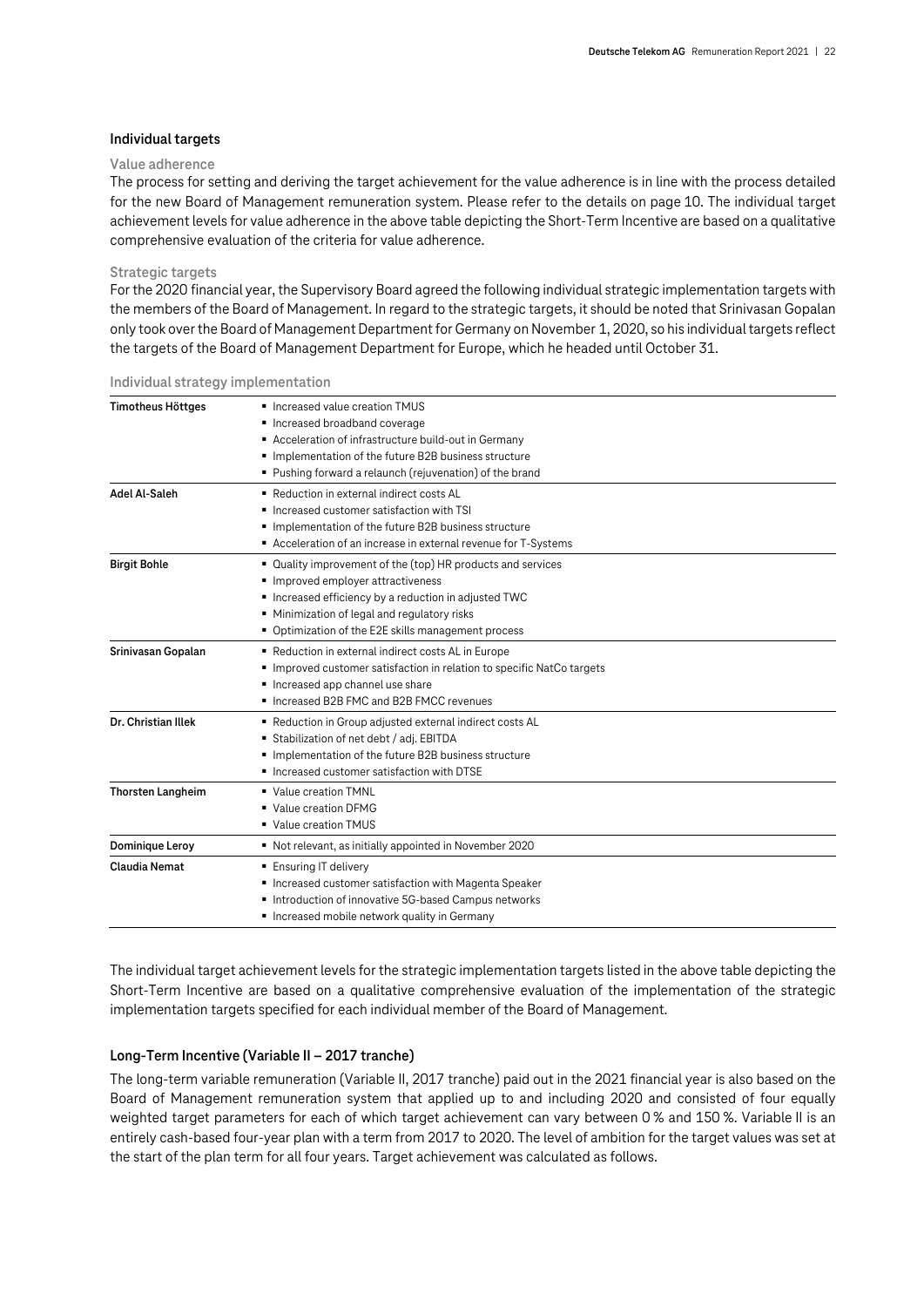### Individual targets

#### Value adherence

The process for setting and deriving the target achievement for the value adherence is in line with the process detailed for the new Board of Management remuneration system. Please refer to the details on page 10. The individual target achievement levels for value adherence in the above table depicting the Short-Term Incentive are based on a qualitative comprehensive evaluation of the criteria for value adherence.

#### Strategic targets

For the 2020 financial year, the Supervisory Board agreed the following individual strategic implementation targets with the members of the Board of Management. In regard to the strategic targets, it should be noted that Srinivasan Gopalan only took over the Board of Management Department for Germany on November 1, 2020, so his individual targets reflect the targets of the Board of Management Department for Europe, which he headed until October 31.

Individual strategy implementation

| | |
|---|---|
| **Timotheus Höttges** | ▪ Increased value creation TMUS<br>▪ Increased broadband coverage<br>▪ Acceleration of infrastructure build-out in Germany<br>▪ Implementation of the future B2B business structure<br>▪ Pushing forward a relaunch (rejuvenation) of the brand |
| **Adel Al-Saleh** | ▪ Reduction in external indirect costs AL<br>▪ Increased customer satisfaction with TSI<br>▪ Implementation of the future B2B business structure<br>▪ Acceleration of an increase in external revenue for T-Systems |
| **Birgit Bohle** | ▪ Quality improvement of the (top) HR products and services<br>▪ Improved employer attractiveness<br>▪ Increased efficiency by a reduction in adjusted TWC<br>▪ Minimization of legal and regulatory risks<br>▪ Optimization of the E2E skills management process |
| **Srinivasan Gopalan** | ▪ Reduction in external indirect costs AL in Europe<br>▪ Improved customer satisfaction in relation to specific NatCo targets<br>▪ Increased app channel use share<br>▪ Increased B2B FMC and B2B FMCC revenues |
| **Dr. Christian Illek** | ▪ Reduction in Group adjusted external indirect costs AL<br>▪ Stabilization of net debt / adj. EBITDA<br>▪ Implementation of the future B2B business structure<br>▪ Increased customer satisfaction with DTSE |
| **Thorsten Langheim** | ▪ Value creation TMNL<br>▪ Value creation DFMG<br>▪ Value creation TMUS |
| **Dominique Leroy** | ▪ Not relevant, as initially appointed in November 2020 |
| **Claudia Nemat** | ▪ Ensuring IT delivery<br>▪ Increased customer satisfaction with Magenta Speaker<br>▪ Introduction of innovative 5G-based Campus networks<br>▪ Increased mobile network quality in Germany |

The individual target achievement levels for the strategic implementation targets listed in the above table depicting the Short-Term Incentive are based on a qualitative comprehensive evaluation of the implementation of the strategic implementation targets specified for each individual member of the Board of Management.

### Long-Term Incentive (Variable II – 2017 tranche)

The long-term variable remuneration (Variable II, 2017 tranche) paid out in the 2021 financial year is also based on the Board of Management remuneration system that applied up to and including 2020 and consisted of four equally weighted target parameters for each of which target achievement can vary between 0 % and 150 %. Variable II is an entirely cash-based four-year plan with a term from 2017 to 2020. The level of ambition for the target values was set at the start of the plan term for all four years. Target achievement was calculated as follows.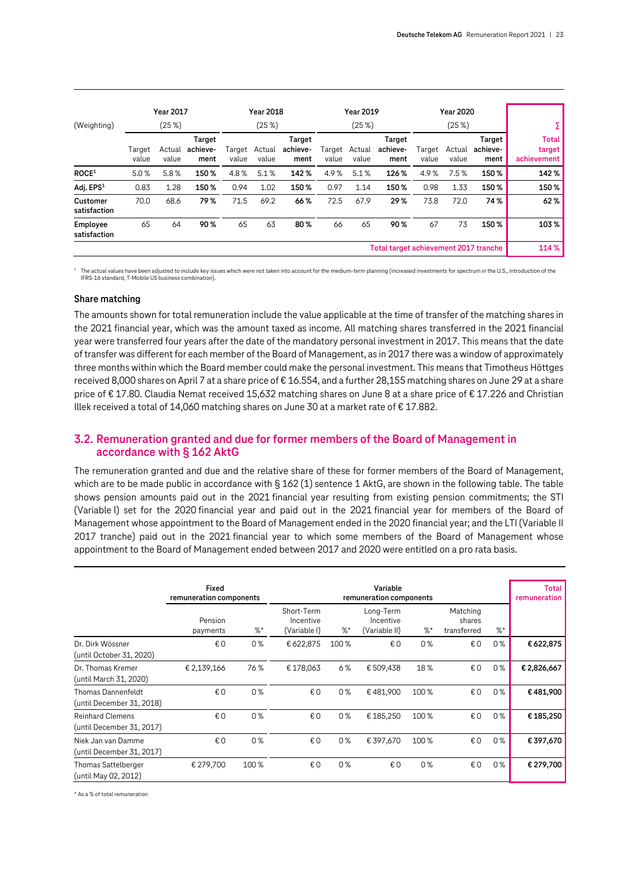| (Weighting) | Year 2017 | | | Year 2018 | | | Year 2019 | | | Year 2020 | | | ∑ |
|---|---|---|---|---|---|---|---|---|---|---|---|---|---|
| | (25 %) | | | (25 %) | | | (25 %) | | | (25 %) | | | |
| | Target value | Actual value | **Target achieve-ment** | Target value | Actual value | **Target achieve-ment** | Target value | Actual value | **Target achieve-ment** | Target value | Actual value | **Target achieve-ment** | **Total target achievement** |
| **ROCE**[1] | 5.0 % | 5.8 % | **150 %** | 4.8 % | 5.1 % | **142 %** | 4.9 % | 5.1 % | **126 %** | 4.9 % | 7.5 % | **150 %** | **142 %** |
| **Adj. EPS**[1] | 0.83 | 1.28 | **150 %** | 0.94 | 1.02 | **150 %** | 0.97 | 1.14 | **150 %** | 0.98 | 1.33 | **150 %** | **150 %** |
| **Customer satisfaction** | 70.0 | 68.6 | **79 %** | 71.5 | 69.2 | **66 %** | 72.5 | 67.9 | **29 %** | 73.8 | 72.0 | **74 %** | **62 %** |
| **Employee satisfaction** | 65 | 64 | **90 %** | 65 | 63 | **80 %** | 66 | 65 | **90 %** | 67 | 73 | **150 %** | **103 %** |
| | | | | | | | | | | **Total target achievement 2017 tranche** | | | **114 %** |

[1] The actual values have been adjusted to include key issues which were not taken into account for the medium-term planning (increased investments for spectrum in the U.S., introduction of the IFRS-16 standard, T-Mobile US business combination).

**Share matching**

The amounts shown for total remuneration include the value applicable at the time of transfer of the matching shares in the 2021 financial year, which was the amount taxed as income. All matching shares transferred in the 2021 financial year were transferred four years after the date of the mandatory personal investment in 2017. This means that the date of transfer was different for each member of the Board of Management, as in 2017 there was a window of approximately three months within which the Board member could make the personal investment. This means that Timotheus Höttges received 8,000 shares on April 7 at a share price of € 16.554, and a further 28,155 matching shares on June 29 at a share price of € 17.80. Claudia Nemat received 15,632 matching shares on June 8 at a share price of € 17.226 and Christian Illek received a total of 14,060 matching shares on June 30 at a market rate of € 17.882.

## 3.2. Remuneration granted and due for former members of the Board of Management in accordance with § 162 AktG

The remuneration granted and due and the relative share of these for former members of the Board of Management, which are to be made public in accordance with § 162 (1) sentence 1 AktG, are shown in the following table. The table shows pension amounts paid out in the 2021 financial year resulting from existing pension commitments; the STI (Variable I) set for the 2020 financial year and paid out in the 2021 financial year for members of the Board of Management whose appointment to the Board of Management ended in the 2020 financial year; and the LTI (Variable II 2017 tranche) paid out in the 2021 financial year to which some members of the Board of Management whose appointment to the Board of Management ended between 2017 and 2020 were entitled on a pro rata basis.

| | Fixed remuneration components | | Variable remuneration components | | | | | | Total remuneration |
|---|---|---|---|---|---|---|---|---|---|
| | Pension payments | %* | Short-Term Incentive (Variable I) | %* | Long-Term Incentive (Variable II) | %* | Matching shares transferred | %* | |
| Dr. Dirk Wössner (until October 31, 2020) | € 0 | 0 % | € 622,875 | 100 % | € 0 | 0 % | € 0 | 0 % | **€ 622,875** |
| Dr. Thomas Kremer (until March 31, 2020) | € 2,139,166 | 76 % | € 178,063 | 6 % | € 509,438 | 18 % | € 0 | 0 % | **€ 2,826,667** |
| Thomas Dannenfeldt (until December 31, 2018) | € 0 | 0 % | € 0 | 0 % | € 481,900 | 100 % | € 0 | 0 % | **€ 481,900** |
| Reinhard Clemens (until December 31, 2017) | € 0 | 0 % | € 0 | 0 % | € 185,250 | 100 % | € 0 | 0 % | **€ 185,250** |
| Niek Jan van Damme (until December 31, 2017) | € 0 | 0 % | € 0 | 0 % | € 397,670 | 100 % | € 0 | 0 % | **€ 397,670** |
| Thomas Sattelberger (until May 02, 2012) | € 279,700 | 100 % | € 0 | 0 % | € 0 | 0 % | € 0 | 0 % | **€ 279,700** |

\* As a % of total remuneration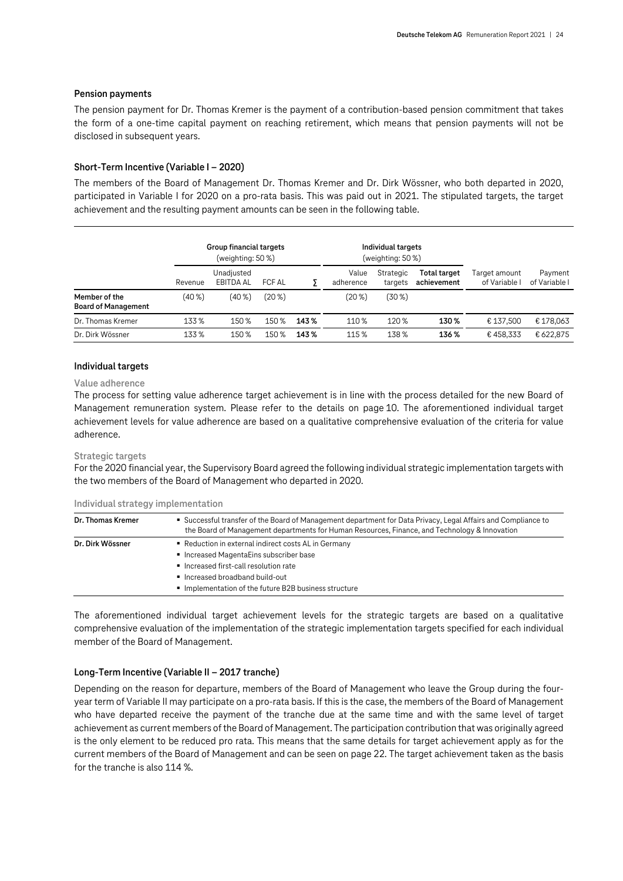### Pension payments

The pension payment for Dr. Thomas Kremer is the payment of a contribution-based pension commitment that takes the form of a one-time capital payment on reaching retirement, which means that pension payments will not be disclosed in subsequent years.

### Short-Term Incentive (Variable I – 2020)

The members of the Board of Management Dr. Thomas Kremer and Dr. Dirk Wössner, who both departed in 2020, participated in Variable I for 2020 on a pro-rata basis. This was paid out in 2021. The stipulated targets, the target achievement and the resulting payment amounts can be seen in the following table.

| | Group financial targets (weighting: 50 %) | | | | Individual targets (weighting: 50 %) | | | | |
|---|---|---|---|---|---|---|---|---|---|
| | Revenue | Unadjusted EBITDA AL | FCF AL | Σ | Value adherence | Strategic targets | **Total target achievement** | Target amount of Variable I | Payment of Variable I |
| **Member of the Board of Management** | (40 %) | (40 %) | (20 %) | | (20 %) | (30 %) | | | |
| Dr. Thomas Kremer | 133 % | 150 % | 150 % | **143 %** | 110 % | 120 % | **130 %** | € 137,500 | € 178,063 |
| Dr. Dirk Wössner | 133 % | 150 % | 150 % | **143 %** | 115 % | 138 % | **136 %** | € 458,333 | € 622,875 |

### Individual targets

**Value adherence**

The process for setting value adherence target achievement is in line with the process detailed for the new Board of Management remuneration system. Please refer to the details on page 10. The aforementioned individual target achievement levels for value adherence are based on a qualitative comprehensive evaluation of the criteria for value adherence.

**Strategic targets**

For the 2020 financial year, the Supervisory Board agreed the following individual strategic implementation targets with the two members of the Board of Management who departed in 2020.

**Individual strategy implementation**

| | |
|---|---|
| **Dr. Thomas Kremer** | ▪ Successful transfer of the Board of Management department for Data Privacy, Legal Affairs and Compliance to the Board of Management departments for Human Resources, Finance, and Technology & Innovation |
| **Dr. Dirk Wössner** | ▪ Reduction in external indirect costs AL in Germany<br>▪ Increased MagentaEins subscriber base<br>▪ Increased first-call resolution rate<br>▪ Increased broadband build-out<br>▪ Implementation of the future B2B business structure |

The aforementioned individual target achievement levels for the strategic targets are based on a qualitative comprehensive evaluation of the implementation of the strategic implementation targets specified for each individual member of the Board of Management.

### Long-Term Incentive (Variable II – 2017 tranche)

Depending on the reason for departure, members of the Board of Management who leave the Group during the four-year term of Variable II may participate on a pro-rata basis. If this is the case, the members of the Board of Management who have departed receive the payment of the tranche due at the same time and with the same level of target achievement as current members of the Board of Management. The participation contribution that was originally agreed is the only element to be reduced pro rata. This means that the same details for target achievement apply as for the current members of the Board of Management and can be seen on page 22. The target achievement taken as the basis for the tranche is also 114 %.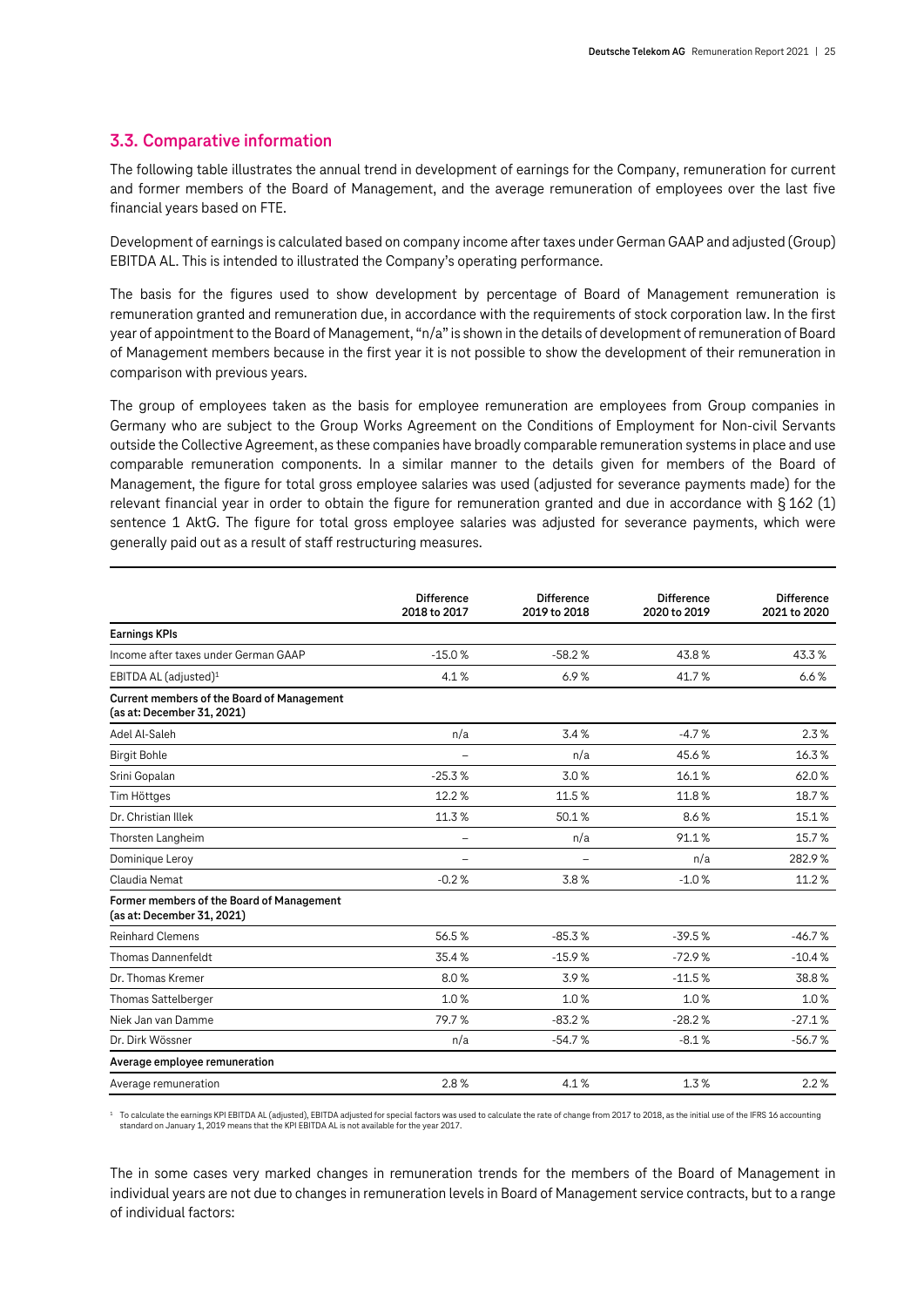## 3.3. Comparative information

The following table illustrates the annual trend in development of earnings for the Company, remuneration for current and former members of the Board of Management, and the average remuneration of employees over the last five financial years based on FTE.

Development of earnings is calculated based on company income after taxes under German GAAP and adjusted (Group) EBITDA AL. This is intended to illustrated the Company's operating performance.

The basis for the figures used to show development by percentage of Board of Management remuneration is remuneration granted and remuneration due, in accordance with the requirements of stock corporation law. In the first year of appointment to the Board of Management, "n/a" is shown in the details of development of remuneration of Board of Management members because in the first year it is not possible to show the development of their remuneration in comparison with previous years.

The group of employees taken as the basis for employee remuneration are employees from Group companies in Germany who are subject to the Group Works Agreement on the Conditions of Employment for Non-civil Servants outside the Collective Agreement, as these companies have broadly comparable remuneration systems in place and use comparable remuneration components. In a similar manner to the details given for members of the Board of Management, the figure for total gross employee salaries was used (adjusted for severance payments made) for the relevant financial year in order to obtain the figure for remuneration granted and due in accordance with § 162 (1) sentence 1 AktG. The figure for total gross employee salaries was adjusted for severance payments, which were generally paid out as a result of staff restructuring measures.

| | Difference 2018 to 2017 | Difference 2019 to 2018 | Difference 2020 to 2019 | Difference 2021 to 2020 |
|---|---|---|---|---|
| **Earnings KPIs** | | | | |
| Income after taxes under German GAAP | -15.0 % | -58.2 % | 43.8 % | 43.3 % |
| EBITDA AL (adjusted)[1] | 4.1 % | 6.9 % | 41.7 % | 6.6 % |
| **Current members of the Board of Management (as at: December 31, 2021)** | | | | |
| Adel Al-Saleh | n/a | 3.4 % | -4.7 % | 2.3 % |
| Birgit Bohle | – | n/a | 45.6 % | 16.3 % |
| Srini Gopalan | -25.3 % | 3.0 % | 16.1 % | 62.0 % |
| Tim Höttges | 12.2 % | 11.5 % | 11.8 % | 18.7 % |
| Dr. Christian Illek | 11.3 % | 50.1 % | 8.6 % | 15.1 % |
| Thorsten Langheim | – | n/a | 91.1 % | 15.7 % |
| Dominique Leroy | – | – | n/a | 282.9 % |
| Claudia Nemat | -0.2 % | 3.8 % | -1.0 % | 11.2 % |
| **Former members of the Board of Management (as at: December 31, 2021)** | | | | |
| Reinhard Clemens | 56.5 % | -85.3 % | -39.5 % | -46.7 % |
| Thomas Dannenfeldt | 35.4 % | -15.9 % | -72.9 % | -10.4 % |
| Dr. Thomas Kremer | 8.0 % | 3.9 % | -11.5 % | 38.8 % |
| Thomas Sattelberger | 1.0 % | 1.0 % | 1.0 % | 1.0 % |
| Niek Jan van Damme | 79.7 % | -83.2 % | -28.2 % | -27.1 % |
| Dr. Dirk Wössner | n/a | -54.7 % | -8.1 % | -56.7 % |
| **Average employee remuneration** | | | | |
| Average remuneration | 2.8 % | 4.1 % | 1.3 % | 2.2 % |

[1] To calculate the earnings KPI EBITDA AL (adjusted), EBITDA adjusted for special factors was used to calculate the rate of change from 2017 to 2018, as the initial use of the IFRS 16 accounting standard on January 1, 2019 means that the KPI EBITDA AL is not available for the year 2017.

The in some cases very marked changes in remuneration trends for the members of the Board of Management in individual years are not due to changes in remuneration levels in Board of Management service contracts, but to a range of individual factors: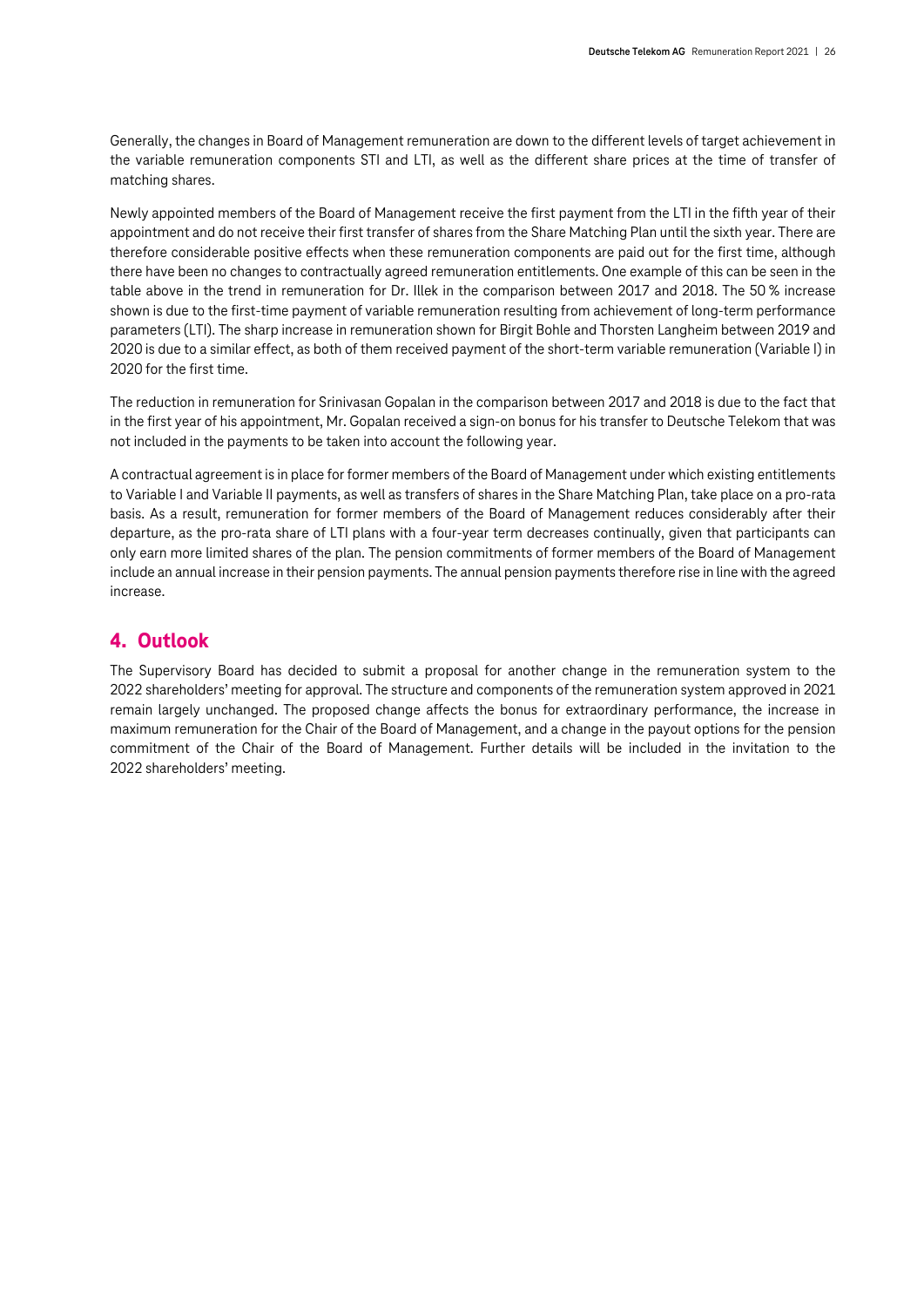Generally, the changes in Board of Management remuneration are down to the different levels of target achievement in the variable remuneration components STI and LTI, as well as the different share prices at the time of transfer of matching shares.

Newly appointed members of the Board of Management receive the first payment from the LTI in the fifth year of their appointment and do not receive their first transfer of shares from the Share Matching Plan until the sixth year. There are therefore considerable positive effects when these remuneration components are paid out for the first time, although there have been no changes to contractually agreed remuneration entitlements. One example of this can be seen in the table above in the trend in remuneration for Dr. Illek in the comparison between 2017 and 2018. The 50 % increase shown is due to the first-time payment of variable remuneration resulting from achievement of long-term performance parameters (LTI). The sharp increase in remuneration shown for Birgit Bohle and Thorsten Langheim between 2019 and 2020 is due to a similar effect, as both of them received payment of the short-term variable remuneration (Variable I) in 2020 for the first time.

The reduction in remuneration for Srinivasan Gopalan in the comparison between 2017 and 2018 is due to the fact that in the first year of his appointment, Mr. Gopalan received a sign-on bonus for his transfer to Deutsche Telekom that was not included in the payments to be taken into account the following year.

A contractual agreement is in place for former members of the Board of Management under which existing entitlements to Variable I and Variable II payments, as well as transfers of shares in the Share Matching Plan, take place on a pro-rata basis. As a result, remuneration for former members of the Board of Management reduces considerably after their departure, as the pro-rata share of LTI plans with a four-year term decreases continually, given that participants can only earn more limited shares of the plan. The pension commitments of former members of the Board of Management include an annual increase in their pension payments. The annual pension payments therefore rise in line with the agreed increase.

## 4. Outlook

The Supervisory Board has decided to submit a proposal for another change in the remuneration system to the 2022 shareholders' meeting for approval. The structure and components of the remuneration system approved in 2021 remain largely unchanged. The proposed change affects the bonus for extraordinary performance, the increase in maximum remuneration for the Chair of the Board of Management, and a change in the payout options for the pension commitment of the Chair of the Board of Management. Further details will be included in the invitation to the 2022 shareholders' meeting.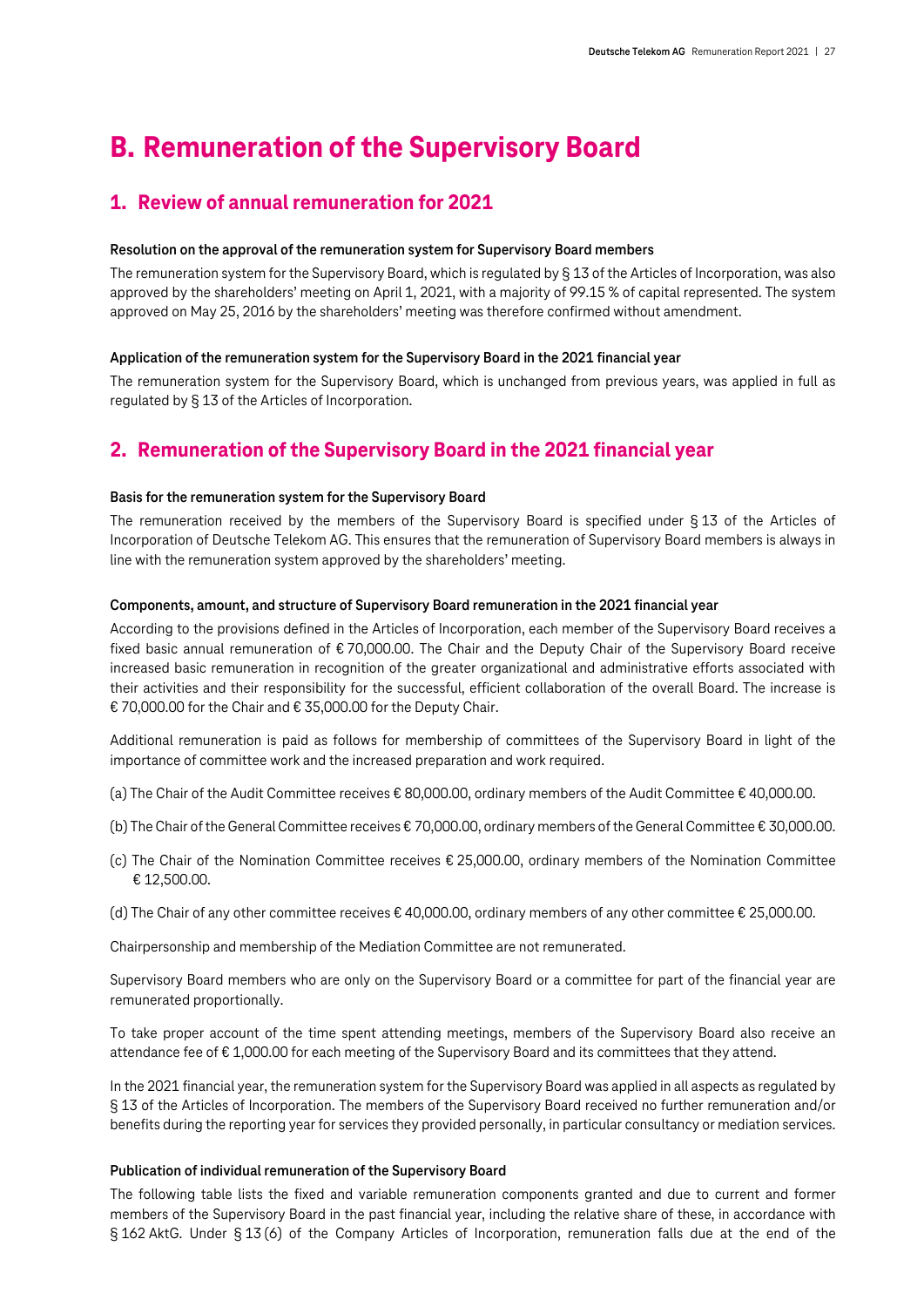# B. Remuneration of the Supervisory Board

## 1. Review of annual remuneration for 2021

**Resolution on the approval of the remuneration system for Supervisory Board members**

The remuneration system for the Supervisory Board, which is regulated by § 13 of the Articles of Incorporation, was also approved by the shareholders' meeting on April 1, 2021, with a majority of 99.15 % of capital represented. The system approved on May 25, 2016 by the shareholders' meeting was therefore confirmed without amendment.

**Application of the remuneration system for the Supervisory Board in the 2021 financial year**

The remuneration system for the Supervisory Board, which is unchanged from previous years, was applied in full as regulated by § 13 of the Articles of Incorporation.

## 2. Remuneration of the Supervisory Board in the 2021 financial year

**Basis for the remuneration system for the Supervisory Board**

The remuneration received by the members of the Supervisory Board is specified under § 13 of the Articles of Incorporation of Deutsche Telekom AG. This ensures that the remuneration of Supervisory Board members is always in line with the remuneration system approved by the shareholders' meeting.

**Components, amount, and structure of Supervisory Board remuneration in the 2021 financial year**

According to the provisions defined in the Articles of Incorporation, each member of the Supervisory Board receives a fixed basic annual remuneration of € 70,000.00. The Chair and the Deputy Chair of the Supervisory Board receive increased basic remuneration in recognition of the greater organizational and administrative efforts associated with their activities and their responsibility for the successful, efficient collaboration of the overall Board. The increase is € 70,000.00 for the Chair and € 35,000.00 for the Deputy Chair.

Additional remuneration is paid as follows for membership of committees of the Supervisory Board in light of the importance of committee work and the increased preparation and work required.

(a) The Chair of the Audit Committee receives € 80,000.00, ordinary members of the Audit Committee € 40,000.00.

(b) The Chair of the General Committee receives € 70,000.00, ordinary members of the General Committee € 30,000.00.

(c) The Chair of the Nomination Committee receives € 25,000.00, ordinary members of the Nomination Committee € 12,500.00.

(d) The Chair of any other committee receives € 40,000.00, ordinary members of any other committee € 25,000.00.

Chairpersonship and membership of the Mediation Committee are not remunerated.

Supervisory Board members who are only on the Supervisory Board or a committee for part of the financial year are remunerated proportionally.

To take proper account of the time spent attending meetings, members of the Supervisory Board also receive an attendance fee of € 1,000.00 for each meeting of the Supervisory Board and its committees that they attend.

In the 2021 financial year, the remuneration system for the Supervisory Board was applied in all aspects as regulated by § 13 of the Articles of Incorporation. The members of the Supervisory Board received no further remuneration and/or benefits during the reporting year for services they provided personally, in particular consultancy or mediation services.

**Publication of individual remuneration of the Supervisory Board**

The following table lists the fixed and variable remuneration components granted and due to current and former members of the Supervisory Board in the past financial year, including the relative share of these, in accordance with § 162 AktG. Under § 13 (6) of the Company Articles of Incorporation, remuneration falls due at the end of the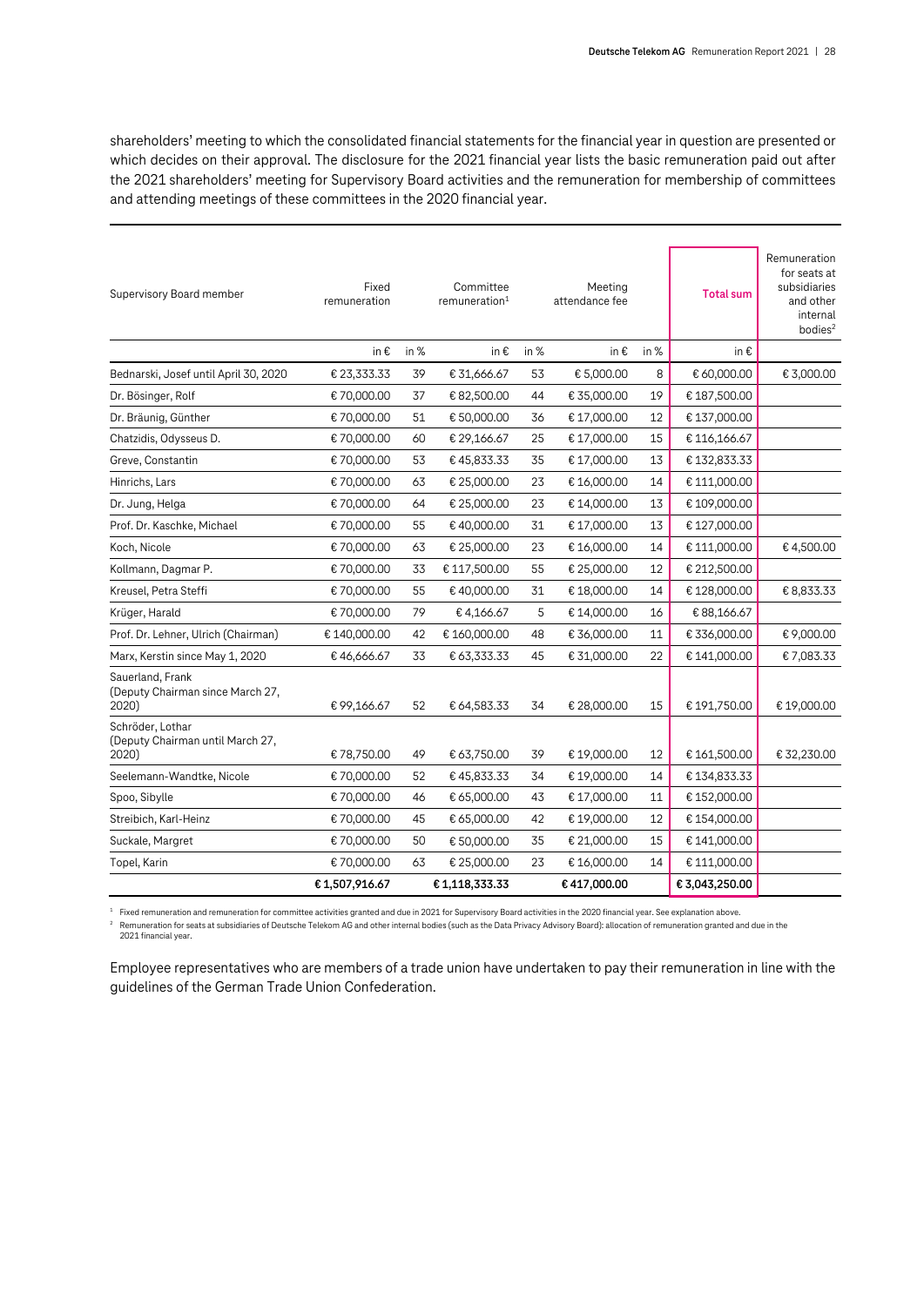shareholders' meeting to which the consolidated financial statements for the financial year in question are presented or which decides on their approval. The disclosure for the 2021 financial year lists the basic remuneration paid out after the 2021 shareholders' meeting for Supervisory Board activities and the remuneration for membership of committees and attending meetings of these committees in the 2020 financial year.

| Supervisory Board member | Fixed remuneration | | Committee remuneration[1] | | Meeting attendance fee | | Total sum | Remuneration for seats at subsidiaries and other internal bodies[2] |
|---|---|---|---|---|---|---|---|---|
| | in € | in % | in € | in % | in € | in % | in € | |
| Bednarski, Josef until April 30, 2020 | € 23,333.33 | 39 | € 31,666.67 | 53 | € 5,000.00 | 8 | € 60,000.00 | € 3,000.00 |
| Dr. Bösinger, Rolf | € 70,000.00 | 37 | € 82,500.00 | 44 | € 35,000.00 | 19 | € 187,500.00 | |
| Dr. Bräunig, Günther | € 70,000.00 | 51 | € 50,000.00 | 36 | € 17,000.00 | 12 | € 137,000.00 | |
| Chatzidis, Odysseus D. | € 70,000.00 | 60 | € 29,166.67 | 25 | € 17,000.00 | 15 | € 116,166.67 | |
| Greve, Constantin | € 70,000.00 | 53 | € 45,833.33 | 35 | € 17,000.00 | 13 | € 132,833.33 | |
| Hinrichs, Lars | € 70,000.00 | 63 | € 25,000.00 | 23 | € 16,000.00 | 14 | € 111,000.00 | |
| Dr. Jung, Helga | € 70,000.00 | 64 | € 25,000.00 | 23 | € 14,000.00 | 13 | € 109,000.00 | |
| Prof. Dr. Kaschke, Michael | € 70,000.00 | 55 | € 40,000.00 | 31 | € 17,000.00 | 13 | € 127,000.00 | |
| Koch, Nicole | € 70,000.00 | 63 | € 25,000.00 | 23 | € 16,000.00 | 14 | € 111,000.00 | € 4,500.00 |
| Kollmann, Dagmar P. | € 70,000.00 | 33 | € 117,500.00 | 55 | € 25,000.00 | 12 | € 212,500.00 | |
| Kreusel, Petra Steffi | € 70,000.00 | 55 | € 40,000.00 | 31 | € 18,000.00 | 14 | € 128,000.00 | € 8,833.33 |
| Krüger, Harald | € 70,000.00 | 79 | € 4,166.67 | 5 | € 14,000.00 | 16 | € 88,166.67 | |
| Prof. Dr. Lehner, Ulrich (Chairman) | € 140,000.00 | 42 | € 160,000.00 | 48 | € 36,000.00 | 11 | € 336,000.00 | € 9,000.00 |
| Marx, Kerstin since May 1, 2020 | € 46,666.67 | 33 | € 63,333.33 | 45 | € 31,000.00 | 22 | € 141,000.00 | € 7,083.33 |
| Sauerland, Frank (Deputy Chairman since March 27, 2020) | € 99,166.67 | 52 | € 64,583.33 | 34 | € 28,000.00 | 15 | € 191,750.00 | € 19,000.00 |
| Schröder, Lothar (Deputy Chairman until March 27, 2020) | € 78,750.00 | 49 | € 63,750.00 | 39 | € 19,000.00 | 12 | € 161,500.00 | € 32,230.00 |
| Seelemann-Wandtke, Nicole | € 70,000.00 | 52 | € 45,833.33 | 34 | € 19,000.00 | 14 | € 134,833.33 | |
| Spoo, Sibylle | € 70,000.00 | 46 | € 65,000.00 | 43 | € 17,000.00 | 11 | € 152,000.00 | |
| Streibich, Karl-Heinz | € 70,000.00 | 45 | € 65,000.00 | 42 | € 19,000.00 | 12 | € 154,000.00 | |
| Suckale, Margret | € 70,000.00 | 50 | € 50,000.00 | 35 | € 21,000.00 | 15 | € 141,000.00 | |
| Topel, Karin | € 70,000.00 | 63 | € 25,000.00 | 23 | € 16,000.00 | 14 | € 111,000.00 | |
| | **€ 1,507,916.67** | | **€ 1,118,333.33** | | **€ 417,000.00** | | **€ 3,043,250.00** | |

[1] Fixed remuneration and remuneration for committee activities granted and due in 2021 for Supervisory Board activities in the 2020 financial year. See explanation above.

[2] Remuneration for seats at subsidiaries of Deutsche Telekom AG and other internal bodies (such as the Data Privacy Advisory Board): allocation of remuneration granted and due in the 2021 financial year.

Employee representatives who are members of a trade union have undertaken to pay their remuneration in line with the guidelines of the German Trade Union Confederation.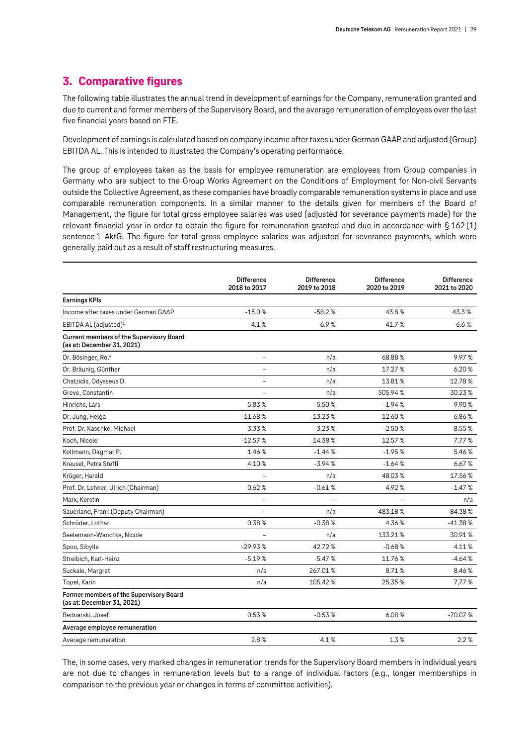## 3. Comparative figures

The following table illustrates the annual trend in development of earnings for the Company, remuneration granted and due to current and former members of the Supervisory Board, and the average remuneration of employees over the last five financial years based on FTE.

Development of earnings is calculated based on company income after taxes under German GAAP and adjusted (Group) EBITDA AL. This is intended to illustrated the Company's operating performance.

The group of employees taken as the basis for employee remuneration are employees from Group companies in Germany who are subject to the Group Works Agreement on the Conditions of Employment for Non-civil Servants outside the Collective Agreement, as these companies have broadly comparable remuneration systems in place and use comparable remuneration components. In a similar manner to the details given for members of the Board of Management, the figure for total gross employee salaries was used (adjusted for severance payments made) for the relevant financial year in order to obtain the figure for remuneration granted and due in accordance with § 162 (1) sentence 1 AktG. The figure for total gross employee salaries was adjusted for severance payments, which were generally paid out as a result of staff restructuring measures.

| | Difference 2018 to 2017 | Difference 2019 to 2018 | Difference 2020 to 2019 | Difference 2021 to 2020 |
|---|---|---|---|---|
| **Earnings KPIs** | | | | |
| Income after taxes under German GAAP | -15.0 % | -58.2 % | 43.8 % | 43.3 % |
| EBITDA AL (adjusted)[1] | 4.1 % | 6.9 % | 41.7 % | 6.6 % |
| **Current members of the Supervisory Board (as at: December 31, 2021)** | | | | |
| Dr. Bösinger, Rolf | – | n/a | 68.88 % | 9.97 % |
| Dr. Bräunig, Günther | – | n/a | 17.27 % | 6.20 % |
| Chatzidis, Odysseus D. | – | n/a | 13.81 % | 12.78 % |
| Greve, Constantin | – | n/a | 505.94 % | 30.23 % |
| Hinrichs, Lars | 5.83 % | -5.50 % | -1.94 % | 9.90 % |
| Dr. Jung, Helga | -11.68 % | 13.23 % | 12.60 % | 6.86 % |
| Prof. Dr. Kaschke, Michael | 3.33 % | -3.23 % | -2.50 % | 8.55 % |
| Koch, Nicole | -12.57 % | 14.38 % | 12.57 % | 7.77 % |
| Kollmann, Dagmar P. | 1.46 % | -1.44 % | -1.95 % | 5.46 % |
| Kreusel, Petra Steffi | 4.10 % | -3.94 % | -1.64 % | 6.67 % |
| Krüger, Harald | – | n/a | 48.03 % | 17.56 % |
| Prof. Dr. Lehner, Ulrich (Chairman) | 0.62 % | -0.61 % | 4.92 % | -1.47 % |
| Marx, Kerstin | – | – | – | n/a |
| Sauerland, Frank (Deputy Chairman) | – | n/a | 483.18 % | 84.38 % |
| Schröder, Lothar | 0.38 % | -0.38 % | 4.36 % | -41.38 % |
| Seelemann-Wandtke, Nicole | – | n/a | 133.21 % | 30.91 % |
| Spoo, Sibylle | -29.93 % | 42.72 % | -0.68 % | 4.11 % |
| Streibich, Karl-Heinz | -5.19 % | 5.47 % | 11.76 % | -4.64 % |
| Suckale, Margret | n/a | 267.01 % | 8.71 % | 8.46 % |
| Topel, Karin | n/a | 105,42 % | 25,35 % | 7,77 % |
| **Former members of the Supervisory Board (as at: December 31, 2021)** | | | | |
| Bednarski, Josef | 0.53 % | -0.53 % | 6.08 % | -70.07 % |
| **Average employee remuneration** | | | | |
| Average remuneration | 2.8 % | 4.1 % | 1.3 % | 2.2 % |

The, in some cases, very marked changes in remuneration trends for the Supervisory Board members in individual years are not due to changes in remuneration levels but to a range of individual factors (e.g., longer memberships in comparison to the previous year or changes in terms of committee activities).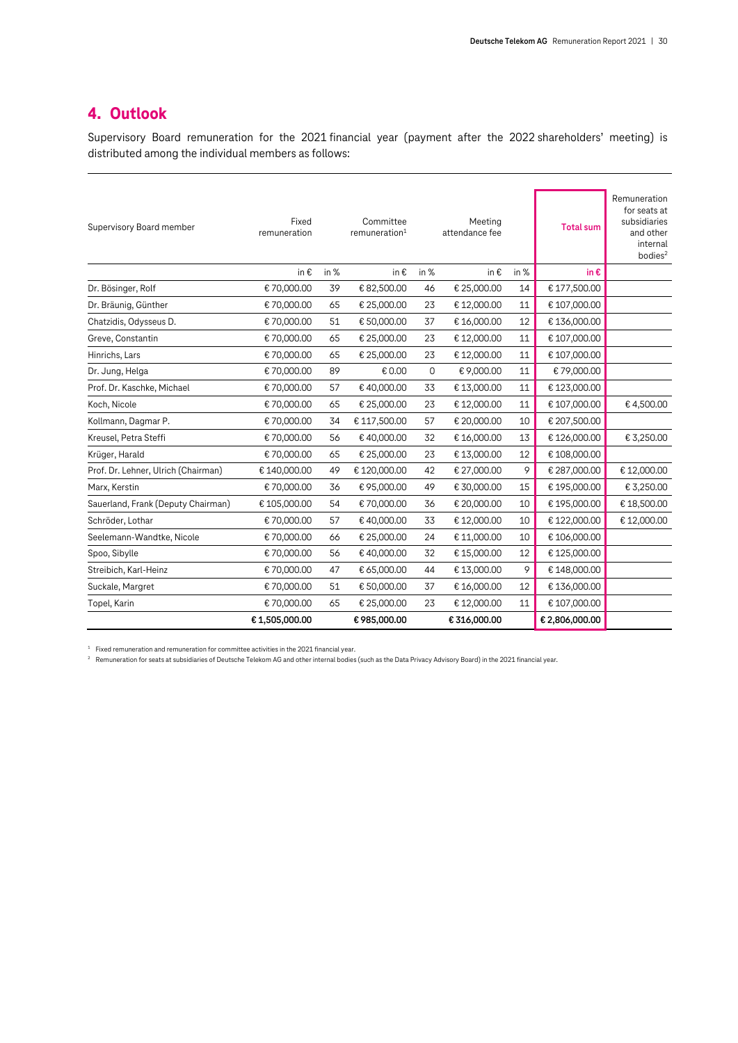## 4. Outlook

Supervisory Board remuneration for the 2021 financial year (payment after the 2022 shareholders' meeting) is distributed among the individual members as follows:

| Supervisory Board member | Fixed remuneration | | Committee remuneration[1] | | Meeting attendance fee | | Total sum | Remuneration for seats at subsidiaries and other internal bodies[2] |
|---|---|---|---|---|---|---|---|---|
| | in € | in % | in € | in % | in € | in % | in € | |
| Dr. Bösinger, Rolf | € 70,000.00 | 39 | € 82,500.00 | 46 | € 25,000.00 | 14 | € 177,500.00 | |
| Dr. Bräunig, Günther | € 70,000.00 | 65 | € 25,000.00 | 23 | € 12,000.00 | 11 | € 107,000.00 | |
| Chatzidis, Odysseus D. | € 70,000.00 | 51 | € 50,000.00 | 37 | € 16,000.00 | 12 | € 136,000.00 | |
| Greve, Constantin | € 70,000.00 | 65 | € 25,000.00 | 23 | € 12,000.00 | 11 | € 107,000.00 | |
| Hinrichs, Lars | € 70,000.00 | 65 | € 25,000.00 | 23 | € 12,000.00 | 11 | € 107,000.00 | |
| Dr. Jung, Helga | € 70,000.00 | 89 | € 0.00 | 0 | € 9,000.00 | 11 | € 79,000.00 | |
| Prof. Dr. Kaschke, Michael | € 70,000.00 | 57 | € 40,000.00 | 33 | € 13,000.00 | 11 | € 123,000.00 | |
| Koch, Nicole | € 70,000.00 | 65 | € 25,000.00 | 23 | € 12,000.00 | 11 | € 107,000.00 | € 4,500.00 |
| Kollmann, Dagmar P. | € 70,000.00 | 34 | € 117,500.00 | 57 | € 20,000.00 | 10 | € 207,500.00 | |
| Kreusel, Petra Steffi | € 70,000.00 | 56 | € 40,000.00 | 32 | € 16,000.00 | 13 | € 126,000.00 | € 3,250.00 |
| Krüger, Harald | € 70,000.00 | 65 | € 25,000.00 | 23 | € 13,000.00 | 12 | € 108,000.00 | |
| Prof. Dr. Lehner, Ulrich (Chairman) | € 140,000.00 | 49 | € 120,000.00 | 42 | € 27,000.00 | 9 | € 287,000.00 | € 12,000.00 |
| Marx, Kerstin | € 70,000.00 | 36 | € 95,000.00 | 49 | € 30,000.00 | 15 | € 195,000.00 | € 3,250.00 |
| Sauerland, Frank (Deputy Chairman) | € 105,000.00 | 54 | € 70,000.00 | 36 | € 20,000.00 | 10 | € 195,000.00 | € 18,500.00 |
| Schröder, Lothar | € 70,000.00 | 57 | € 40,000.00 | 33 | € 12,000.00 | 10 | € 122,000.00 | € 12,000.00 |
| Seelemann-Wandtke, Nicole | € 70,000.00 | 66 | € 25,000.00 | 24 | € 11,000.00 | 10 | € 106,000.00 | |
| Spoo, Sibylle | € 70,000.00 | 56 | € 40,000.00 | 32 | € 15,000.00 | 12 | € 125,000.00 | |
| Streibich, Karl-Heinz | € 70,000.00 | 47 | € 65,000.00 | 44 | € 13,000.00 | 9 | € 148,000.00 | |
| Suckale, Margret | € 70,000.00 | 51 | € 50,000.00 | 37 | € 16,000.00 | 12 | € 136,000.00 | |
| Topel, Karin | € 70,000.00 | 65 | € 25,000.00 | 23 | € 12,000.00 | 11 | € 107,000.00 | |
| | **€ 1,505,000.00** | | **€ 985,000.00** | | **€ 316,000.00** | | **€ 2,806,000.00** | |

[1] Fixed remuneration and remuneration for committee activities in the 2021 financial year.

[2] Remuneration for seats at subsidiaries of Deutsche Telekom AG and other internal bodies (such as the Data Privacy Advisory Board) in the 2021 financial year.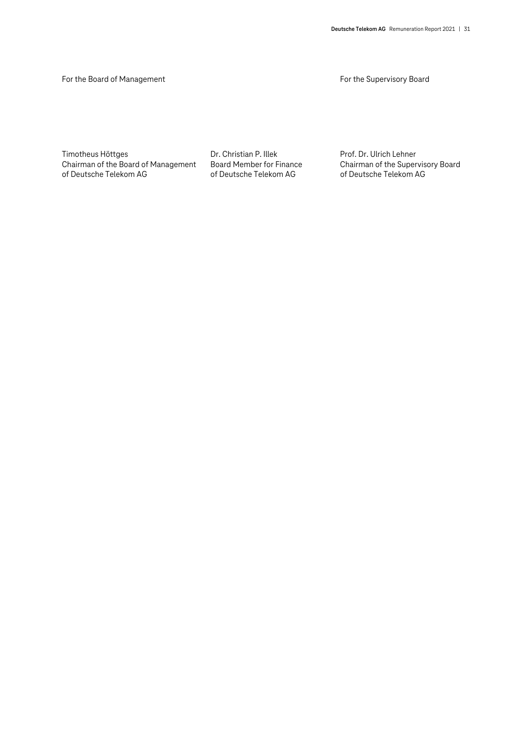For the Board of Management

For the Supervisory Board

Timotheus Höttges
Chairman of the Board of Management
of Deutsche Telekom AG

Dr. Christian P. Illek
Board Member for Finance
of Deutsche Telekom AG

Prof. Dr. Ulrich Lehner
Chairman of the Supervisory Board
of Deutsche Telekom AG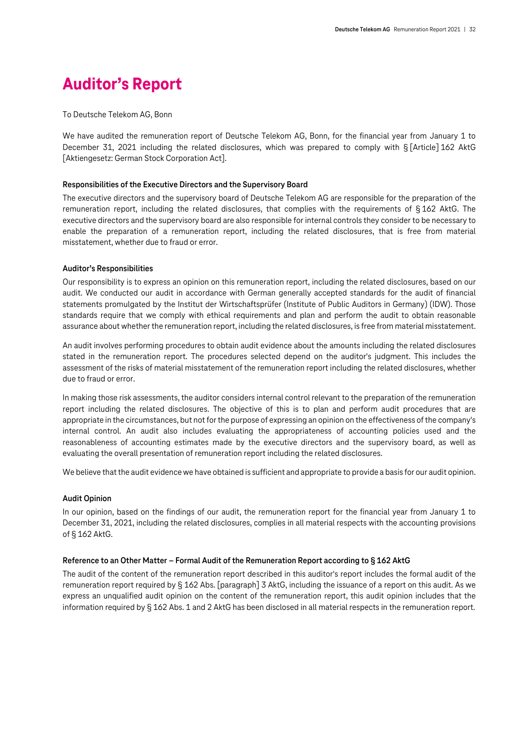# Auditor's Report

To Deutsche Telekom AG, Bonn

We have audited the remuneration report of Deutsche Telekom AG, Bonn, for the financial year from January 1 to December 31, 2021 including the related disclosures, which was prepared to comply with § [Article] 162 AktG [Aktiengesetz: German Stock Corporation Act].

**Responsibilities of the Executive Directors and the Supervisory Board**

The executive directors and the supervisory board of Deutsche Telekom AG are responsible for the preparation of the remuneration report, including the related disclosures, that complies with the requirements of § 162 AktG. The executive directors and the supervisory board are also responsible for internal controls they consider to be necessary to enable the preparation of a remuneration report, including the related disclosures, that is free from material misstatement, whether due to fraud or error.

**Auditor's Responsibilities**

Our responsibility is to express an opinion on this remuneration report, including the related disclosures, based on our audit. We conducted our audit in accordance with German generally accepted standards for the audit of financial statements promulgated by the Institut der Wirtschaftsprüfer (Institute of Public Auditors in Germany) (IDW). Those standards require that we comply with ethical requirements and plan and perform the audit to obtain reasonable assurance about whether the remuneration report, including the related disclosures, is free from material misstatement.

An audit involves performing procedures to obtain audit evidence about the amounts including the related disclosures stated in the remuneration report. The procedures selected depend on the auditor's judgment. This includes the assessment of the risks of material misstatement of the remuneration report including the related disclosures, whether due to fraud or error.

In making those risk assessments, the auditor considers internal control relevant to the preparation of the remuneration report including the related disclosures. The objective of this is to plan and perform audit procedures that are appropriate in the circumstances, but not for the purpose of expressing an opinion on the effectiveness of the company's internal control. An audit also includes evaluating the appropriateness of accounting policies used and the reasonableness of accounting estimates made by the executive directors and the supervisory board, as well as evaluating the overall presentation of remuneration report including the related disclosures.

We believe that the audit evidence we have obtained is sufficient and appropriate to provide a basis for our audit opinion.

**Audit Opinion**

In our opinion, based on the findings of our audit, the remuneration report for the financial year from January 1 to December 31, 2021, including the related disclosures, complies in all material respects with the accounting provisions of § 162 AktG.

**Reference to an Other Matter – Formal Audit of the Remuneration Report according to § 162 AktG**

The audit of the content of the remuneration report described in this auditor's report includes the formal audit of the remuneration report required by § 162 Abs. [paragraph] 3 AktG, including the issuance of a report on this audit. As we express an unqualified audit opinion on the content of the remuneration report, this audit opinion includes that the information required by § 162 Abs. 1 and 2 AktG has been disclosed in all material respects in the remuneration report.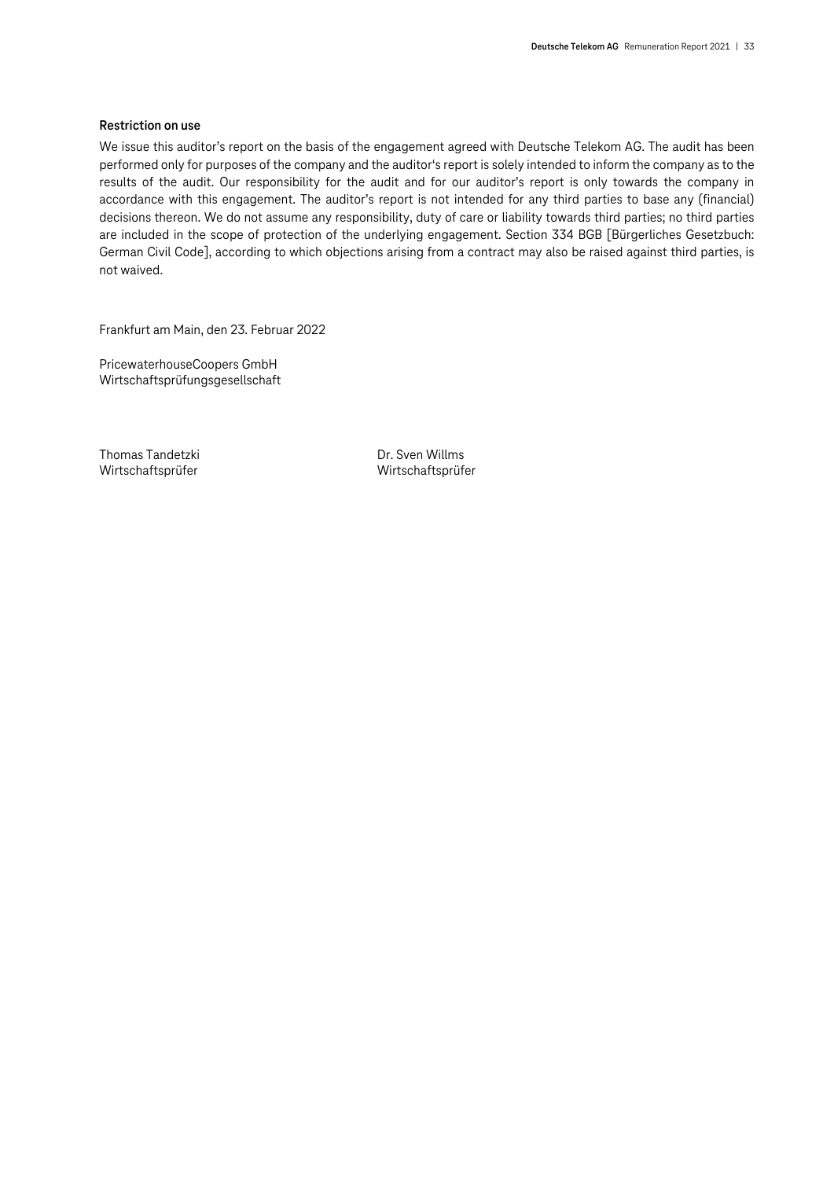#### Restriction on use

We issue this auditor's report on the basis of the engagement agreed with Deutsche Telekom AG. The audit has been performed only for purposes of the company and the auditor's report is solely intended to inform the company as to the results of the audit. Our responsibility for the audit and for our auditor's report is only towards the company in accordance with this engagement. The auditor's report is not intended for any third parties to base any (financial) decisions thereon. We do not assume any responsibility, duty of care or liability towards third parties; no third parties are included in the scope of protection of the underlying engagement. Section 334 BGB [Bürgerliches Gesetzbuch: German Civil Code], according to which objections arising from a contract may also be raised against third parties, is not waived.

Frankfurt am Main, den 23. Februar 2022

PricewaterhouseCoopers GmbH
Wirtschaftsprüfungsgesellschaft

Thomas Tandetzki
Wirtschaftsprüfer

Dr. Sven Willms
Wirtschaftsprüfer